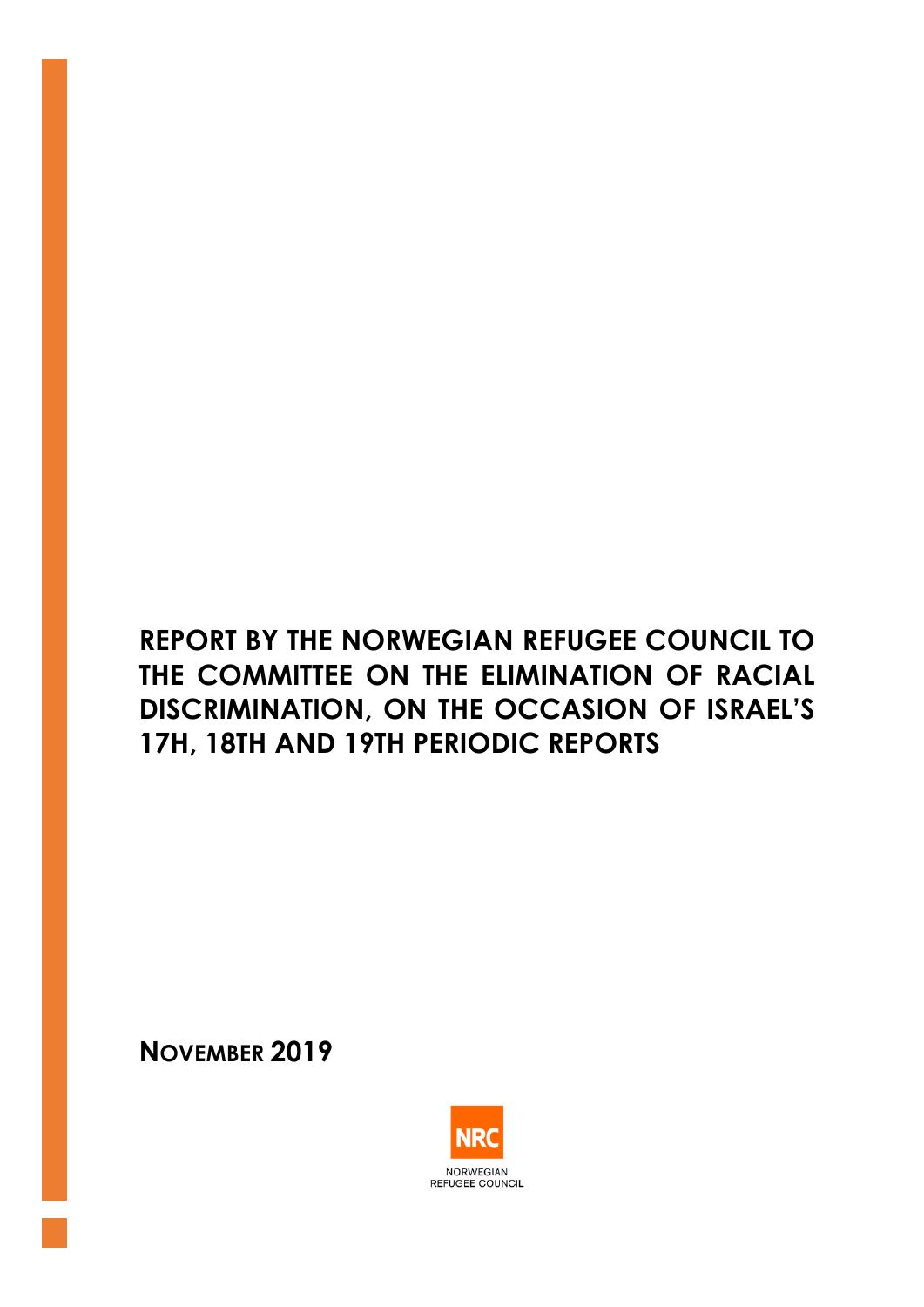# REPORT BY THE NORWEGIAN REFUGEE COUNCIL TO THE COMMITTEE ON THE ELIMINATION OF RACIAL DISCRIMINATION, ON THE OCCASION OF ISRAEL'S 17H, 18TH AND 19TH PERIODIC REPORTS

**NOVEMBER 2019**

NRC

NORWEGIAN REFUGEE COUNCIL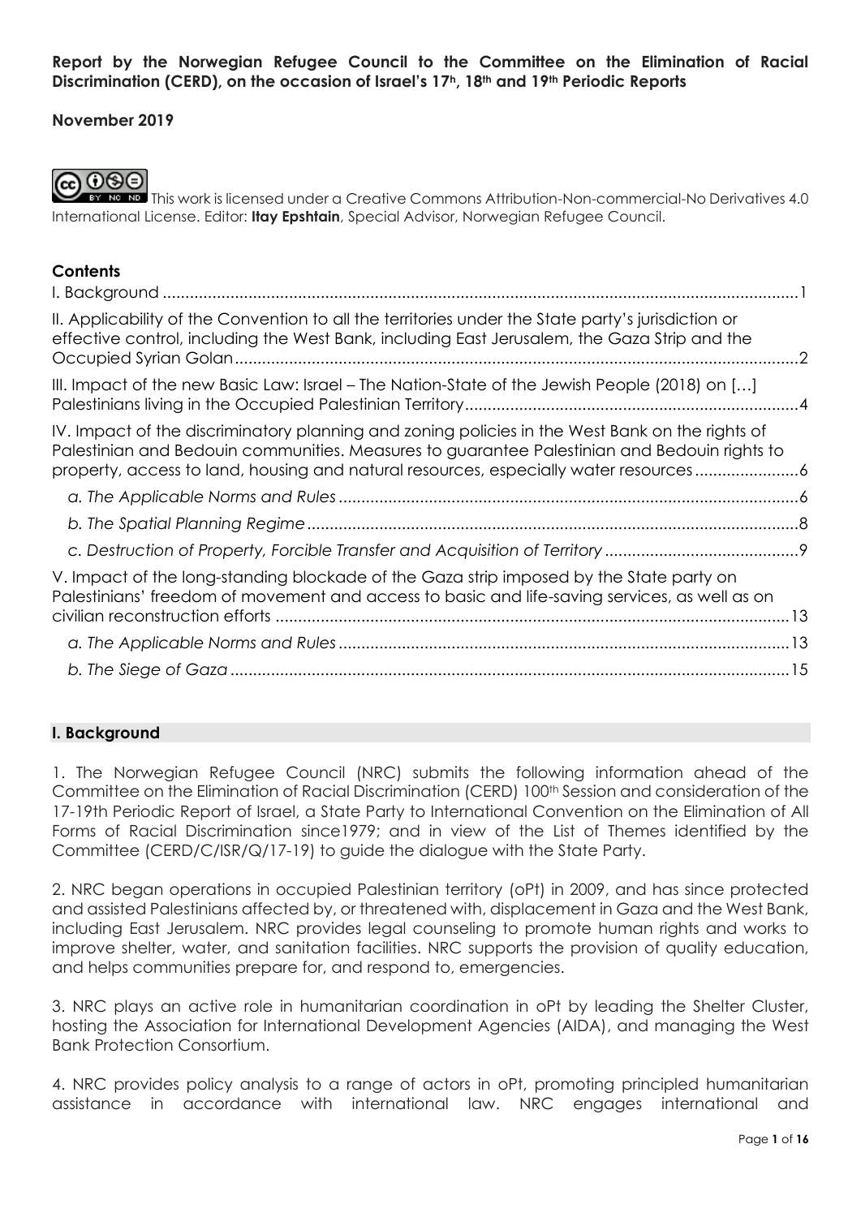**Report by the Norwegian Refugee Council to the Committee on the Elimination of Racial Discrimination (CERD), on the occasion of Israel's 17h, 18th and 19th Periodic Reports**

**November 2019**

This work is licensed under a Creative Commons Attribution-Non-commercial-No Derivatives 4.0 International License. Editor: **Itay Epshtain**, Special Advisor, Norwegian Refugee Council.

**Contents**

I. Background ..... 1

II. Applicability of the Convention to all the territories under the State party's jurisdiction or effective control, including the West Bank, including East Jerusalem, the Gaza Strip and the Occupied Syrian Golan ..... 2

III. Impact of the new Basic Law: Israel – The Nation-State of the Jewish People (2018) on […] Palestinians living in the Occupied Palestinian Territory ..... 4

IV. Impact of the discriminatory planning and zoning policies in the West Bank on the rights of Palestinian and Bedouin communities. Measures to guarantee Palestinian and Bedouin rights to property, access to land, housing and natural resources, especially water resources ..... 6

- *a. The Applicable Norms and Rules* ..... 6
- *b. The Spatial Planning Regime* ..... 8
- *c. Destruction of Property, Forcible Transfer and Acquisition of Territory* ..... 9

V. Impact of the long-standing blockade of the Gaza strip imposed by the State party on Palestinians' freedom of movement and access to basic and life-saving services, as well as on civilian reconstruction efforts ..... 13

- *a. The Applicable Norms and Rules* ..... 13
- *b. The Siege of Gaza* ..... 15

## I. Background

1. The Norwegian Refugee Council (NRC) submits the following information ahead of the Committee on the Elimination of Racial Discrimination (CERD) 100th Session and consideration of the 17-19th Periodic Report of Israel, a State Party to International Convention on the Elimination of All Forms of Racial Discrimination since1979; and in view of the List of Themes identified by the Committee (CERD/C/ISR/Q/17-19) to guide the dialogue with the State Party.

2. NRC began operations in occupied Palestinian territory (oPt) in 2009, and has since protected and assisted Palestinians affected by, or threatened with, displacement in Gaza and the West Bank, including East Jerusalem. NRC provides legal counseling to promote human rights and works to improve shelter, water, and sanitation facilities. NRC supports the provision of quality education, and helps communities prepare for, and respond to, emergencies.

3. NRC plays an active role in humanitarian coordination in oPt by leading the Shelter Cluster, hosting the Association for International Development Agencies (AIDA), and managing the West Bank Protection Consortium.

4. NRC provides policy analysis to a range of actors in oPt, promoting principled humanitarian assistance in accordance with international law. NRC engages international and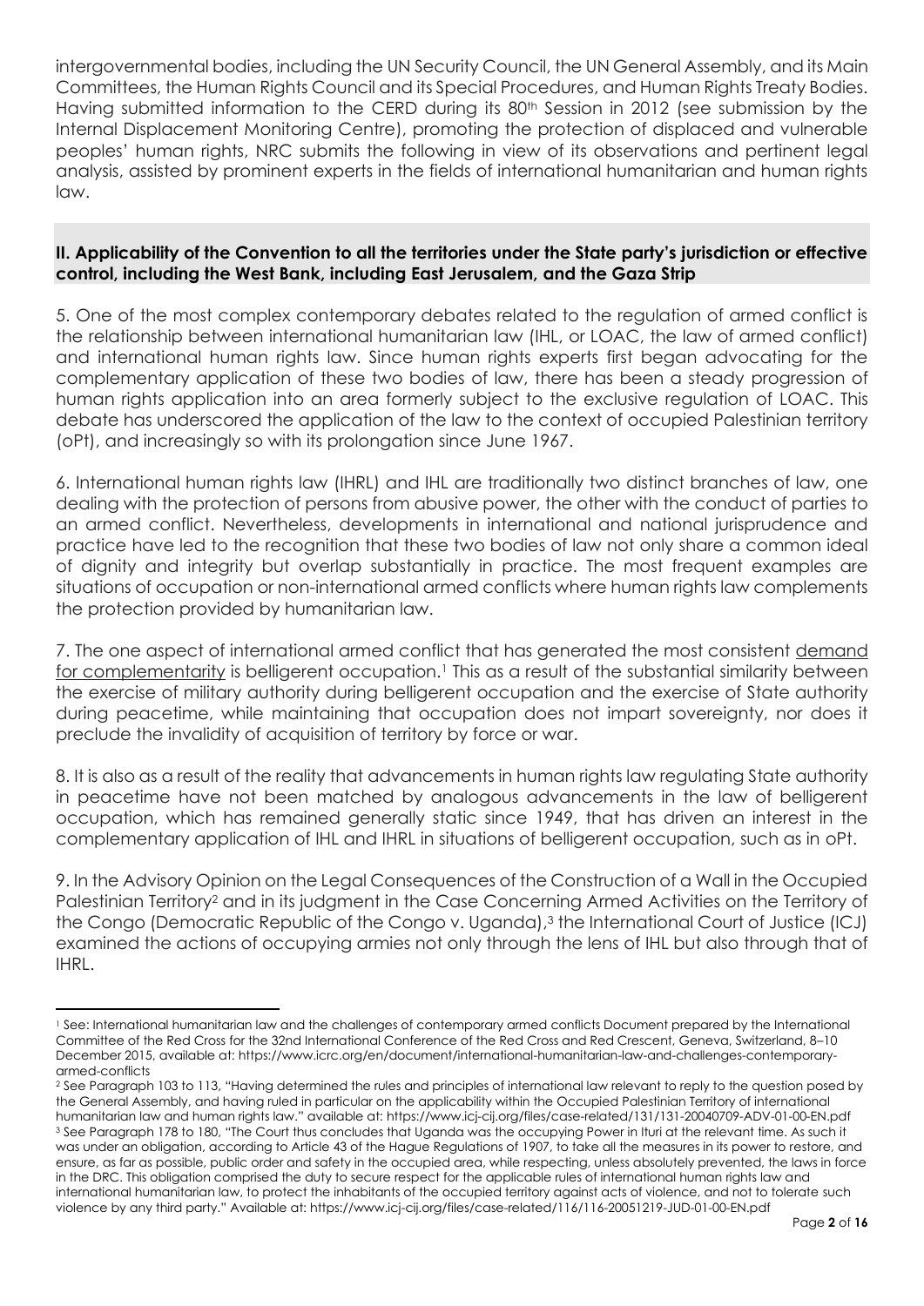intergovernmental bodies, including the UN Security Council, the UN General Assembly, and its Main Committees, the Human Rights Council and its Special Procedures, and Human Rights Treaty Bodies. Having submitted information to the CERD during its 80th Session in 2012 (see submission by the Internal Displacement Monitoring Centre), promoting the protection of displaced and vulnerable peoples' human rights, NRC submits the following in view of its observations and pertinent legal analysis, assisted by prominent experts in the fields of international humanitarian and human rights law.

## II. Applicability of the Convention to all the territories under the State party's jurisdiction or effective control, including the West Bank, including East Jerusalem, and the Gaza Strip

5. One of the most complex contemporary debates related to the regulation of armed conflict is the relationship between international humanitarian law (IHL, or LOAC, the law of armed conflict) and international human rights law. Since human rights experts first began advocating for the complementary application of these two bodies of law, there has been a steady progression of human rights application into an area formerly subject to the exclusive regulation of LOAC. This debate has underscored the application of the law to the context of occupied Palestinian territory (oPt), and increasingly so with its prolongation since June 1967.

6. International human rights law (IHRL) and IHL are traditionally two distinct branches of law, one dealing with the protection of persons from abusive power, the other with the conduct of parties to an armed conflict. Nevertheless, developments in international and national jurisprudence and practice have led to the recognition that these two bodies of law not only share a common ideal of dignity and integrity but overlap substantially in practice. The most frequent examples are situations of occupation or non-international armed conflicts where human rights law complements the protection provided by humanitarian law.

7. The one aspect of international armed conflict that has generated the most consistent demand for complementarity is belligerent occupation.[1] This as a result of the substantial similarity between the exercise of military authority during belligerent occupation and the exercise of State authority during peacetime, while maintaining that occupation does not impart sovereignty, nor does it preclude the invalidity of acquisition of territory by force or war.

8. It is also as a result of the reality that advancements in human rights law regulating State authority in peacetime have not been matched by analogous advancements in the law of belligerent occupation, which has remained generally static since 1949, that has driven an interest in the complementary application of IHL and IHRL in situations of belligerent occupation, such as in oPt.

9. In the Advisory Opinion on the Legal Consequences of the Construction of a Wall in the Occupied Palestinian Territory[2] and in its judgment in the Case Concerning Armed Activities on the Territory of the Congo (Democratic Republic of the Congo v. Uganda),[3] the International Court of Justice (ICJ) examined the actions of occupying armies not only through the lens of IHL but also through that of IHRL.

---

[1] See: International humanitarian law and the challenges of contemporary armed conflicts Document prepared by the International Committee of the Red Cross for the 32nd International Conference of the Red Cross and Red Crescent, Geneva, Switzerland, 8–10 December 2015, available at: https://www.icrc.org/en/document/international-humanitarian-law-and-challenges-contemporary-armed-conflicts

[2] See Paragraph 103 to 113, "Having determined the rules and principles of international law relevant to reply to the question posed by the General Assembly, and having ruled in particular on the applicability within the Occupied Palestinian Territory of international humanitarian law and human rights law." available at: https://www.icj-cij.org/files/case-related/131/131-20040709-ADV-01-00-EN.pdf

[3] See Paragraph 178 to 180, "The Court thus concludes that Uganda was the occupying Power in Ituri at the relevant time. As such it was under an obligation, according to Article 43 of the Hague Regulations of 1907, to take all the measures in its power to restore, and ensure, as far as possible, public order and safety in the occupied area, while respecting, unless absolutely prevented, the laws in force in the DRC. This obligation comprised the duty to secure respect for the applicable rules of international human rights law and international humanitarian law, to protect the inhabitants of the occupied territory against acts of violence, and not to tolerate such violence by any third party." Available at: https://www.icj-cij.org/files/case-related/116/116-20051219-JUD-01-00-EN.pdf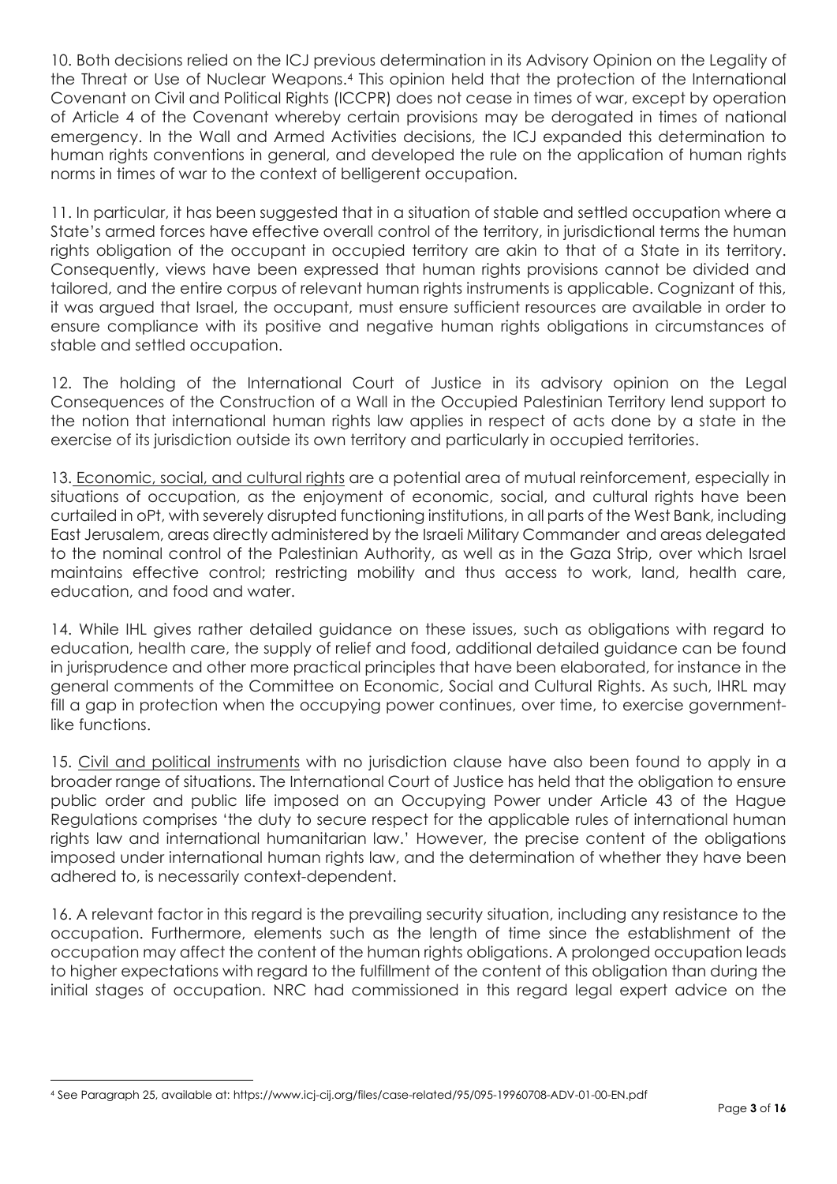10. Both decisions relied on the ICJ previous determination in its Advisory Opinion on the Legality of the Threat or Use of Nuclear Weapons.[4] This opinion held that the protection of the International Covenant on Civil and Political Rights (ICCPR) does not cease in times of war, except by operation of Article 4 of the Covenant whereby certain provisions may be derogated in times of national emergency. In the Wall and Armed Activities decisions, the ICJ expanded this determination to human rights conventions in general, and developed the rule on the application of human rights norms in times of war to the context of belligerent occupation.

11. In particular, it has been suggested that in a situation of stable and settled occupation where a State's armed forces have effective overall control of the territory, in jurisdictional terms the human rights obligation of the occupant in occupied territory are akin to that of a State in its territory. Consequently, views have been expressed that human rights provisions cannot be divided and tailored, and the entire corpus of relevant human rights instruments is applicable. Cognizant of this, it was argued that Israel, the occupant, must ensure sufficient resources are available in order to ensure compliance with its positive and negative human rights obligations in circumstances of stable and settled occupation.

12. The holding of the International Court of Justice in its advisory opinion on the Legal Consequences of the Construction of a Wall in the Occupied Palestinian Territory lend support to the notion that international human rights law applies in respect of acts done by a state in the exercise of its jurisdiction outside its own territory and particularly in occupied territories.

13. <u>Economic, social, and cultural rights</u> are a potential area of mutual reinforcement, especially in situations of occupation, as the enjoyment of economic, social, and cultural rights have been curtailed in oPt, with severely disrupted functioning institutions, in all parts of the West Bank, including East Jerusalem, areas directly administered by the Israeli Military Commander and areas delegated to the nominal control of the Palestinian Authority, as well as in the Gaza Strip, over which Israel maintains effective control; restricting mobility and thus access to work, land, health care, education, and food and water.

14. While IHL gives rather detailed guidance on these issues, such as obligations with regard to education, health care, the supply of relief and food, additional detailed guidance can be found in jurisprudence and other more practical principles that have been elaborated, for instance in the general comments of the Committee on Economic, Social and Cultural Rights. As such, IHRL may fill a gap in protection when the occupying power continues, over time, to exercise government-like functions.

15. <u>Civil and political instruments</u> with no jurisdiction clause have also been found to apply in a broader range of situations. The International Court of Justice has held that the obligation to ensure public order and public life imposed on an Occupying Power under Article 43 of the Hague Regulations comprises 'the duty to secure respect for the applicable rules of international human rights law and international humanitarian law.' However, the precise content of the obligations imposed under international human rights law, and the determination of whether they have been adhered to, is necessarily context-dependent.

16. A relevant factor in this regard is the prevailing security situation, including any resistance to the occupation. Furthermore, elements such as the length of time since the establishment of the occupation may affect the content of the human rights obligations. A prolonged occupation leads to higher expectations with regard to the fulfillment of the content of this obligation than during the initial stages of occupation. NRC had commissioned in this regard legal expert advice on the

---

[4] See Paragraph 25, available at: https://www.icj-cij.org/files/case-related/95/095-19960708-ADV-01-00-EN.pdf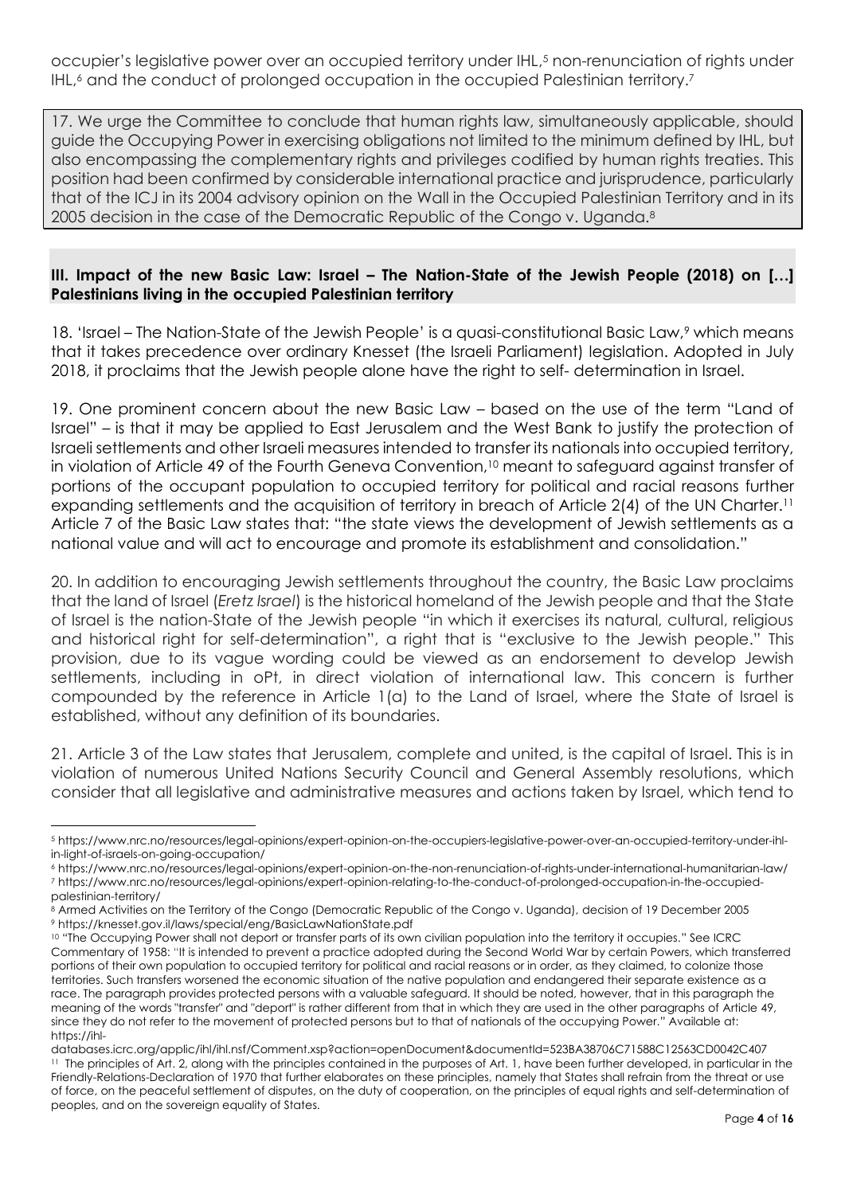occupier's legislative power over an occupied territory under IHL,[5] non-renunciation of rights under IHL,[6] and the conduct of prolonged occupation in the occupied Palestinian territory.[7]

17. We urge the Committee to conclude that human rights law, simultaneously applicable, should guide the Occupying Power in exercising obligations not limited to the minimum defined by IHL, but also encompassing the complementary rights and privileges codified by human rights treaties. This position had been confirmed by considerable international practice and jurisprudence, particularly that of the ICJ in its 2004 advisory opinion on the Wall in the Occupied Palestinian Territory and in its 2005 decision in the case of the Democratic Republic of the Congo v. Uganda.[8]

## III. Impact of the new Basic Law: Israel – The Nation-State of the Jewish People (2018) on […] Palestinians living in the occupied Palestinian territory

18. 'Israel – The Nation-State of the Jewish People' is a quasi-constitutional Basic Law,[9] which means that it takes precedence over ordinary Knesset (the Israeli Parliament) legislation. Adopted in July 2018, it proclaims that the Jewish people alone have the right to self- determination in Israel.

19. One prominent concern about the new Basic Law – based on the use of the term "Land of Israel" – is that it may be applied to East Jerusalem and the West Bank to justify the protection of Israeli settlements and other Israeli measures intended to transfer its nationals into occupied territory, in violation of Article 49 of the Fourth Geneva Convention,[10] meant to safeguard against transfer of portions of the occupant population to occupied territory for political and racial reasons further expanding settlements and the acquisition of territory in breach of Article 2(4) of the UN Charter.[11] Article 7 of the Basic Law states that: "the state views the development of Jewish settlements as a national value and will act to encourage and promote its establishment and consolidation."

20. In addition to encouraging Jewish settlements throughout the country, the Basic Law proclaims that the land of Israel (*Eretz Israel*) is the historical homeland of the Jewish people and that the State of Israel is the nation-State of the Jewish people "in which it exercises its natural, cultural, religious and historical right for self-determination", a right that is "exclusive to the Jewish people." This provision, due to its vague wording could be viewed as an endorsement to develop Jewish settlements, including in oPt, in direct violation of international law. This concern is further compounded by the reference in Article 1(a) to the Land of Israel, where the State of Israel is established, without any definition of its boundaries.

21. Article 3 of the Law states that Jerusalem, complete and united, is the capital of Israel. This is in violation of numerous United Nations Security Council and General Assembly resolutions, which consider that all legislative and administrative measures and actions taken by Israel, which tend to

---

[5] https://www.nrc.no/resources/legal-opinions/expert-opinion-on-the-occupiers-legislative-power-over-an-occupied-territory-under-ihl-in-light-of-israels-on-going-occupation/

[6] https://www.nrc.no/resources/legal-opinions/expert-opinion-on-the-non-renunciation-of-rights-under-international-humanitarian-law/

[7] https://www.nrc.no/resources/legal-opinions/expert-opinion-relating-to-the-conduct-of-prolonged-occupation-in-the-occupied-palestinian-territory/

[8] Armed Activities on the Territory of the Congo (Democratic Republic of the Congo v. Uganda), decision of 19 December 2005

[9] https://knesset.gov.il/laws/special/eng/BasicLawNationState.pdf

[10] "The Occupying Power shall not deport or transfer parts of its own civilian population into the territory it occupies." See ICRC Commentary of 1958: "It is intended to prevent a practice adopted during the Second World War by certain Powers, which transferred portions of their own population to occupied territory for political and racial reasons or in order, as they claimed, to colonize those territories. Such transfers worsened the economic situation of the native population and endangered their separate existence as a race. The paragraph provides protected persons with a valuable safeguard. It should be noted, however, that in this paragraph the meaning of the words "transfer" and "deport" is rather different from that in which they are used in the other paragraphs of Article 49, since they do not refer to the movement of protected persons but to that of nationals of the occupying Power." Available at: https://ihl-databases.icrc.org/applic/ihl/ihl.nsf/Comment.xsp?action=openDocument&documentId=523BA38706C71588C12563CD0042C407

[11] The principles of Art. 2, along with the principles contained in the purposes of Art. 1, have been further developed, in particular in the Friendly-Relations-Declaration of 1970 that further elaborates on these principles, namely that States shall refrain from the threat or use of force, on the peaceful settlement of disputes, on the duty of cooperation, on the principles of equal rights and self-determination of peoples, and on the sovereign equality of States.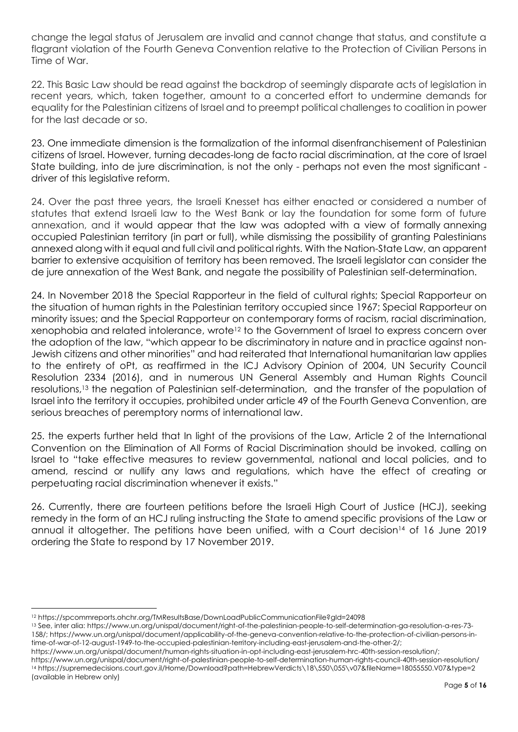change the legal status of Jerusalem are invalid and cannot change that status, and constitute a flagrant violation of the Fourth Geneva Convention relative to the Protection of Civilian Persons in Time of War.

22. This Basic Law should be read against the backdrop of seemingly disparate acts of legislation in recent years, which, taken together, amount to a concerted effort to undermine demands for equality for the Palestinian citizens of Israel and to preempt political challenges to coalition in power for the last decade or so.

23. One immediate dimension is the formalization of the informal disenfranchisement of Palestinian citizens of Israel. However, turning decades-long de facto racial discrimination, at the core of Israel State building, into de jure discrimination, is not the only - perhaps not even the most significant - driver of this legislative reform.

24. Over the past three years, the Israeli Knesset has either enacted or considered a number of statutes that extend Israeli law to the West Bank or lay the foundation for some form of future annexation, and it would appear that the law was adopted with a view of formally annexing occupied Palestinian territory (in part or full), while dismissing the possibility of granting Palestinians annexed along with it equal and full civil and political rights. With the Nation-State Law, an apparent barrier to extensive acquisition of territory has been removed. The Israeli legislator can consider the de jure annexation of the West Bank, and negate the possibility of Palestinian self-determination.

24. In November 2018 the Special Rapporteur in the field of cultural rights; Special Rapporteur on the situation of human rights in the Palestinian territory occupied since 1967; Special Rapporteur on minority issues; and the Special Rapporteur on contemporary forms of racism, racial discrimination, xenophobia and related intolerance, wrote[12] to the Government of Israel to express concern over the adoption of the law, "which appear to be discriminatory in nature and in practice against non-Jewish citizens and other minorities" and had reiterated that International humanitarian law applies to the entirety of oPt, as reaffirmed in the ICJ Advisory Opinion of 2004, UN Security Council Resolution 2334 (2016), and in numerous UN General Assembly and Human Rights Council resolutions,[13] the negation of Palestinian self-determination, and the transfer of the population of Israel into the territory it occupies, prohibited under article 49 of the Fourth Geneva Convention, are serious breaches of peremptory norms of international law.

25. the experts further held that In light of the provisions of the Law, Article 2 of the International Convention on the Elimination of All Forms of Racial Discrimination should be invoked, calling on Israel to "take effective measures to review governmental, national and local policies, and to amend, rescind or nullify any laws and regulations, which have the effect of creating or perpetuating racial discrimination whenever it exists."

26. Currently, there are fourteen petitions before the Israeli High Court of Justice (HCJ), seeking remedy in the form of an HCJ ruling instructing the State to amend specific provisions of the Law or annual it altogether. The petitions have been unified, with a Court decision[14] of 16 June 2019 ordering the State to respond by 17 November 2019.

---

[12] https://spcommreports.ohchr.org/TMResultsBase/DownLoadPublicCommunicationFile?gId=24098

[13] See, inter alia: https://www.un.org/unispal/document/right-of-the-palestinian-people-to-self-determination-ga-resolution-a-res-73-158/; https://www.un.org/unispal/document/applicability-of-the-geneva-convention-relative-to-the-protection-of-civilian-persons-in-time-of-war-of-12-august-1949-to-the-occupied-palestinian-territory-including-east-jerusalem-and-the-other-2/; https://www.un.org/unispal/document/human-rights-situation-in-opt-including-east-jerusalem-hrc-40th-session-resolution/; https://www.un.org/unispal/document/right-of-palestinian-people-to-self-determination-human-rights-council-40th-session-resolution/

[14] https://supremedecisions.court.gov.il/Home/Download?path=HebrewVerdicts\18\550\055\v07&fileName=18055550.V07&type=2 (available in Hebrew only)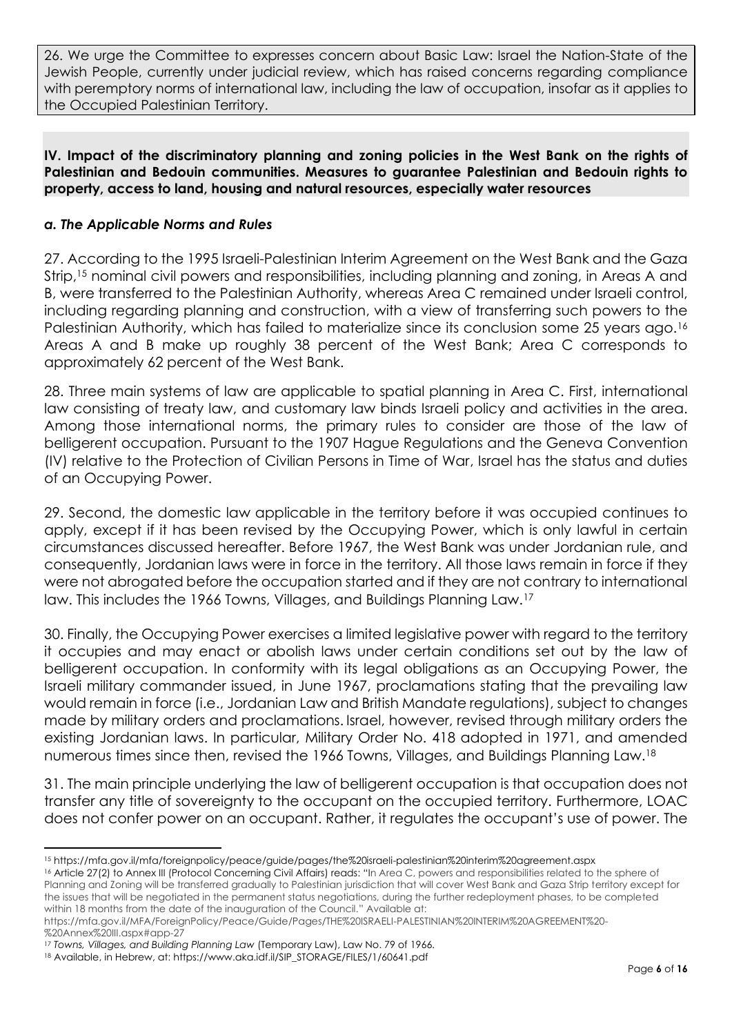26. We urge the Committee to expresses concern about Basic Law: Israel the Nation-State of the Jewish People, currently under judicial review, which has raised concerns regarding compliance with peremptory norms of international law, including the law of occupation, insofar as it applies to the Occupied Palestinian Territory.

**IV. Impact of the discriminatory planning and zoning policies in the West Bank on the rights of Palestinian and Bedouin communities. Measures to guarantee Palestinian and Bedouin rights to property, access to land, housing and natural resources, especially water resources**

### *a. The Applicable Norms and Rules*

27. According to the 1995 Israeli-Palestinian Interim Agreement on the West Bank and the Gaza Strip,[15] nominal civil powers and responsibilities, including planning and zoning, in Areas A and B, were transferred to the Palestinian Authority, whereas Area C remained under Israeli control, including regarding planning and construction, with a view of transferring such powers to the Palestinian Authority, which has failed to materialize since its conclusion some 25 years ago.[16] Areas A and B make up roughly 38 percent of the West Bank; Area C corresponds to approximately 62 percent of the West Bank.

28. Three main systems of law are applicable to spatial planning in Area C. First, international law consisting of treaty law, and customary law binds Israeli policy and activities in the area. Among those international norms, the primary rules to consider are those of the law of belligerent occupation. Pursuant to the 1907 Hague Regulations and the Geneva Convention (IV) relative to the Protection of Civilian Persons in Time of War, Israel has the status and duties of an Occupying Power.

29. Second, the domestic law applicable in the territory before it was occupied continues to apply, except if it has been revised by the Occupying Power, which is only lawful in certain circumstances discussed hereafter. Before 1967, the West Bank was under Jordanian rule, and consequently, Jordanian laws were in force in the territory. All those laws remain in force if they were not abrogated before the occupation started and if they are not contrary to international law. This includes the 1966 Towns, Villages, and Buildings Planning Law.[17]

30. Finally, the Occupying Power exercises a limited legislative power with regard to the territory it occupies and may enact or abolish laws under certain conditions set out by the law of belligerent occupation. In conformity with its legal obligations as an Occupying Power, the Israeli military commander issued, in June 1967, proclamations stating that the prevailing law would remain in force (i.e., Jordanian Law and British Mandate regulations), subject to changes made by military orders and proclamations. Israel, however, revised through military orders the existing Jordanian laws. In particular, Military Order No. 418 adopted in 1971, and amended numerous times since then, revised the 1966 Towns, Villages, and Buildings Planning Law.[18]

31. The main principle underlying the law of belligerent occupation is that occupation does not transfer any title of sovereignty to the occupant on the occupied territory. Furthermore, LOAC does not confer power on an occupant. Rather, it regulates the occupant's use of power. The

---

[15] https://mfa.gov.il/mfa/foreignpolicy/peace/guide/pages/the%20israeli-palestinian%20interim%20agreement.aspx

[16] Article 27(2) to Annex III (Protocol Concerning Civil Affairs) reads: "In Area C, powers and responsibilities related to the sphere of Planning and Zoning will be transferred gradually to Palestinian jurisdiction that will cover West Bank and Gaza Strip territory except for the issues that will be negotiated in the permanent status negotiations, during the further redeployment phases, to be completed within 18 months from the date of the inauguration of the Council." Available at: https://mfa.gov.il/MFA/ForeignPolicy/Peace/Guide/Pages/THE%20ISRAELI-PALESTINIAN%20INTERIM%20AGREEMENT%20-%20Annex%20III.aspx#app-27

[17] *Towns, Villages, and Building Planning Law* (Temporary Law), Law No. 79 of 1966.

[18] Available, in Hebrew, at: https://www.aka.idf.il/SIP_STORAGE/FILES/1/60641.pdf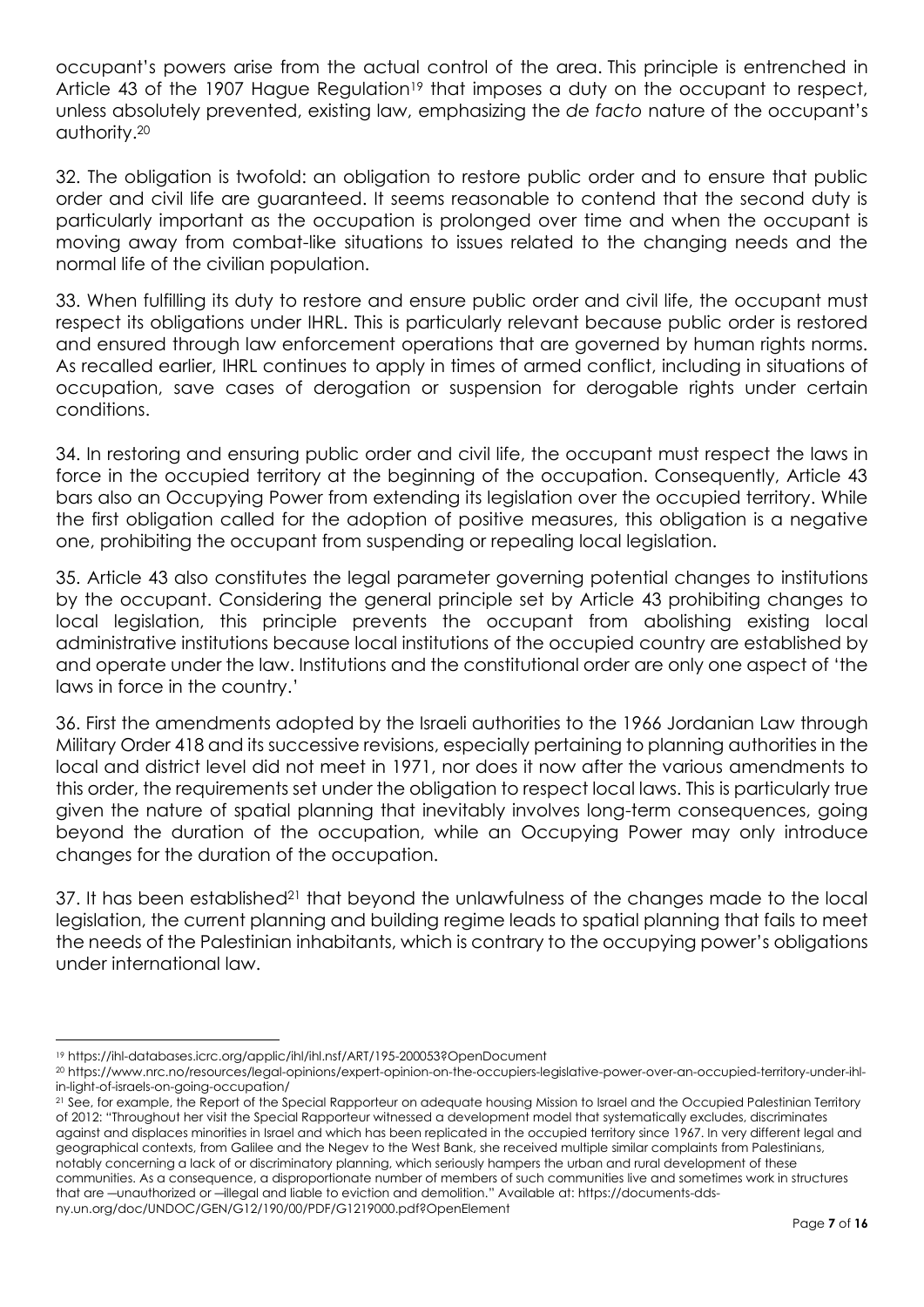occupant's powers arise from the actual control of the area. This principle is entrenched in Article 43 of the 1907 Hague Regulation[19] that imposes a duty on the occupant to respect, unless absolutely prevented, existing law, emphasizing the *de facto* nature of the occupant's authority.[20]

32. The obligation is twofold: an obligation to restore public order and to ensure that public order and civil life are guaranteed. It seems reasonable to contend that the second duty is particularly important as the occupation is prolonged over time and when the occupant is moving away from combat-like situations to issues related to the changing needs and the normal life of the civilian population.

33. When fulfilling its duty to restore and ensure public order and civil life, the occupant must respect its obligations under IHRL. This is particularly relevant because public order is restored and ensured through law enforcement operations that are governed by human rights norms. As recalled earlier, IHRL continues to apply in times of armed conflict, including in situations of occupation, save cases of derogation or suspension for derogable rights under certain conditions.

34. In restoring and ensuring public order and civil life, the occupant must respect the laws in force in the occupied territory at the beginning of the occupation. Consequently, Article 43 bars also an Occupying Power from extending its legislation over the occupied territory. While the first obligation called for the adoption of positive measures, this obligation is a negative one, prohibiting the occupant from suspending or repealing local legislation.

35. Article 43 also constitutes the legal parameter governing potential changes to institutions by the occupant. Considering the general principle set by Article 43 prohibiting changes to local legislation, this principle prevents the occupant from abolishing existing local administrative institutions because local institutions of the occupied country are established by and operate under the law. Institutions and the constitutional order are only one aspect of 'the laws in force in the country.'

36. First the amendments adopted by the Israeli authorities to the 1966 Jordanian Law through Military Order 418 and its successive revisions, especially pertaining to planning authorities in the local and district level did not meet in 1971, nor does it now after the various amendments to this order, the requirements set under the obligation to respect local laws. This is particularly true given the nature of spatial planning that inevitably involves long-term consequences, going beyond the duration of the occupation, while an Occupying Power may only introduce changes for the duration of the occupation.

37. It has been established[21] that beyond the unlawfulness of the changes made to the local legislation, the current planning and building regime leads to spatial planning that fails to meet the needs of the Palestinian inhabitants, which is contrary to the occupying power's obligations under international law.

---

[19] https://ihl-databases.icrc.org/applic/ihl/ihl.nsf/ART/195-200053?OpenDocument

[20] https://www.nrc.no/resources/legal-opinions/expert-opinion-on-the-occupiers-legislative-power-over-an-occupied-territory-under-ihl-in-light-of-israels-on-going-occupation/

[21] See, for example, the Report of the Special Rapporteur on adequate housing Mission to Israel and the Occupied Palestinian Territory of 2012: "Throughout her visit the Special Rapporteur witnessed a development model that systematically excludes, discriminates against and displaces minorities in Israel and which has been replicated in the occupied territory since 1967. In very different legal and geographical contexts, from Galilee and the Negev to the West Bank, she received multiple similar complaints from Palestinians, notably concerning a lack of or discriminatory planning, which seriously hampers the urban and rural development of these communities. As a consequence, a disproportionate number of members of such communities live and sometimes work in structures that are ―unauthorized or ―illegal and liable to eviction and demolition." Available at: https://documents-dds-ny.un.org/doc/UNDOC/GEN/G12/190/00/PDF/G1219000.pdf?OpenElement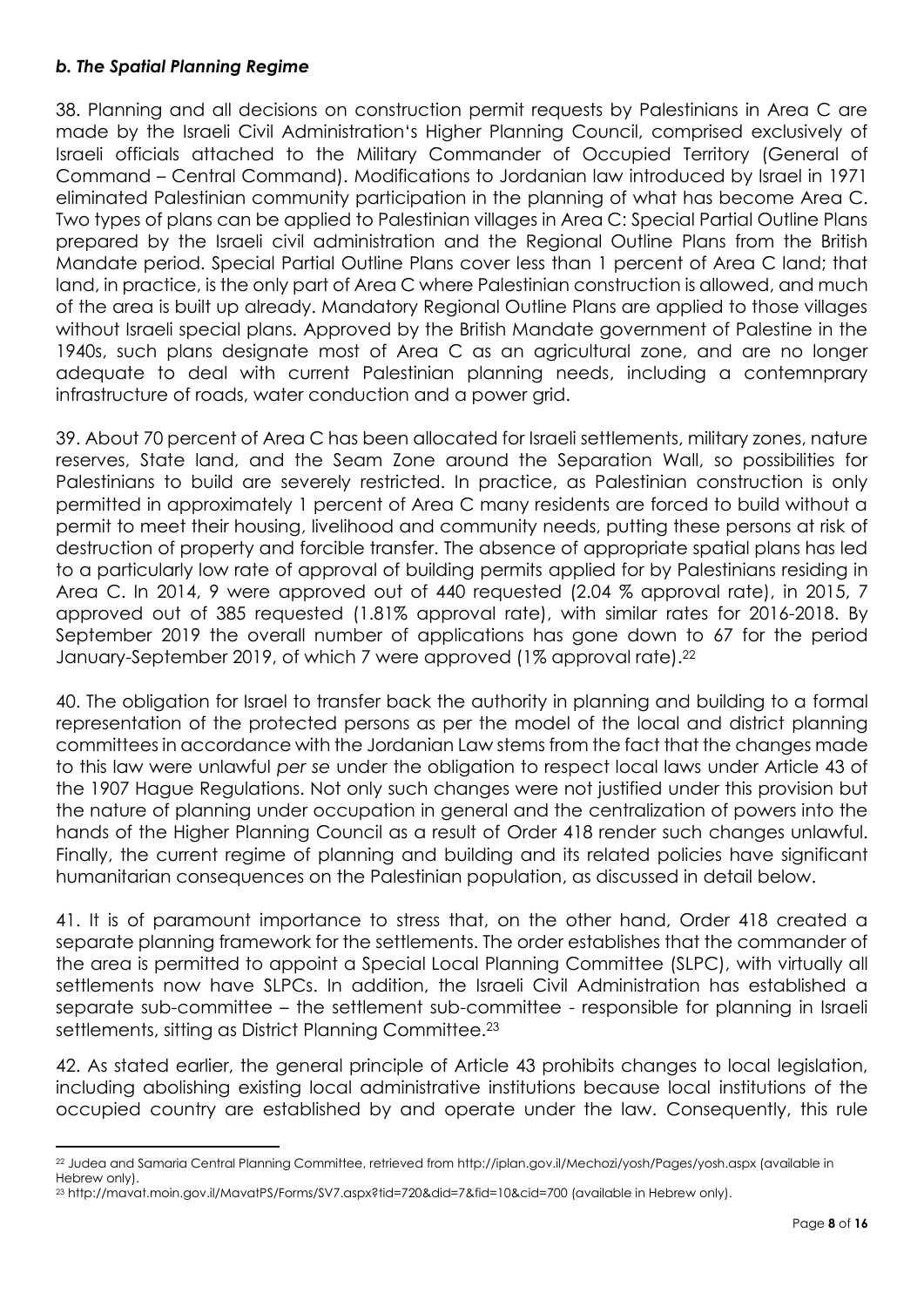### *b. The Spatial Planning Regime*

38. Planning and all decisions on construction permit requests by Palestinians in Area C are made by the Israeli Civil Administration's Higher Planning Council, comprised exclusively of Israeli officials attached to the Military Commander of Occupied Territory (General of Command – Central Command). Modifications to Jordanian law introduced by Israel in 1971 eliminated Palestinian community participation in the planning of what has become Area C. Two types of plans can be applied to Palestinian villages in Area C: Special Partial Outline Plans prepared by the Israeli civil administration and the Regional Outline Plans from the British Mandate period. Special Partial Outline Plans cover less than 1 percent of Area C land; that land, in practice, is the only part of Area C where Palestinian construction is allowed, and much of the area is built up already. Mandatory Regional Outline Plans are applied to those villages without Israeli special plans. Approved by the British Mandate government of Palestine in the 1940s, such plans designate most of Area C as an agricultural zone, and are no longer adequate to deal with current Palestinian planning needs, including a contemnprary infrastructure of roads, water conduction and a power grid.

39. About 70 percent of Area C has been allocated for Israeli settlements, military zones, nature reserves, State land, and the Seam Zone around the Separation Wall, so possibilities for Palestinians to build are severely restricted. In practice, as Palestinian construction is only permitted in approximately 1 percent of Area C many residents are forced to build without a permit to meet their housing, livelihood and community needs, putting these persons at risk of destruction of property and forcible transfer. The absence of appropriate spatial plans has led to a particularly low rate of approval of building permits applied for by Palestinians residing in Area C. In 2014, 9 were approved out of 440 requested (2.04 % approval rate), in 2015, 7 approved out of 385 requested (1.81% approval rate), with similar rates for 2016-2018. By September 2019 the overall number of applications has gone down to 67 for the period January-September 2019, of which 7 were approved (1% approval rate).[22]

40. The obligation for Israel to transfer back the authority in planning and building to a formal representation of the protected persons as per the model of the local and district planning committees in accordance with the Jordanian Law stems from the fact that the changes made to this law were unlawful *per se* under the obligation to respect local laws under Article 43 of the 1907 Hague Regulations. Not only such changes were not justified under this provision but the nature of planning under occupation in general and the centralization of powers into the hands of the Higher Planning Council as a result of Order 418 render such changes unlawful. Finally, the current regime of planning and building and its related policies have significant humanitarian consequences on the Palestinian population, as discussed in detail below.

41. It is of paramount importance to stress that, on the other hand, Order 418 created a separate planning framework for the settlements. The order establishes that the commander of the area is permitted to appoint a Special Local Planning Committee (SLPC), with virtually all settlements now have SLPCs. In addition, the Israeli Civil Administration has established a separate sub-committee – the settlement sub-committee - responsible for planning in Israeli settlements, sitting as District Planning Committee.[23]

42. As stated earlier, the general principle of Article 43 prohibits changes to local legislation, including abolishing existing local administrative institutions because local institutions of the occupied country are established by and operate under the law. Consequently, this rule

---

[22] Judea and Samaria Central Planning Committee, retrieved from http://iplan.gov.il/Mechozi/yosh/Pages/yosh.aspx (available in Hebrew only).

[23] http://mavat.moin.gov.il/MavatPS/Forms/SV7.aspx?tid=720&did=7&fid=10&cid=700 (available in Hebrew only).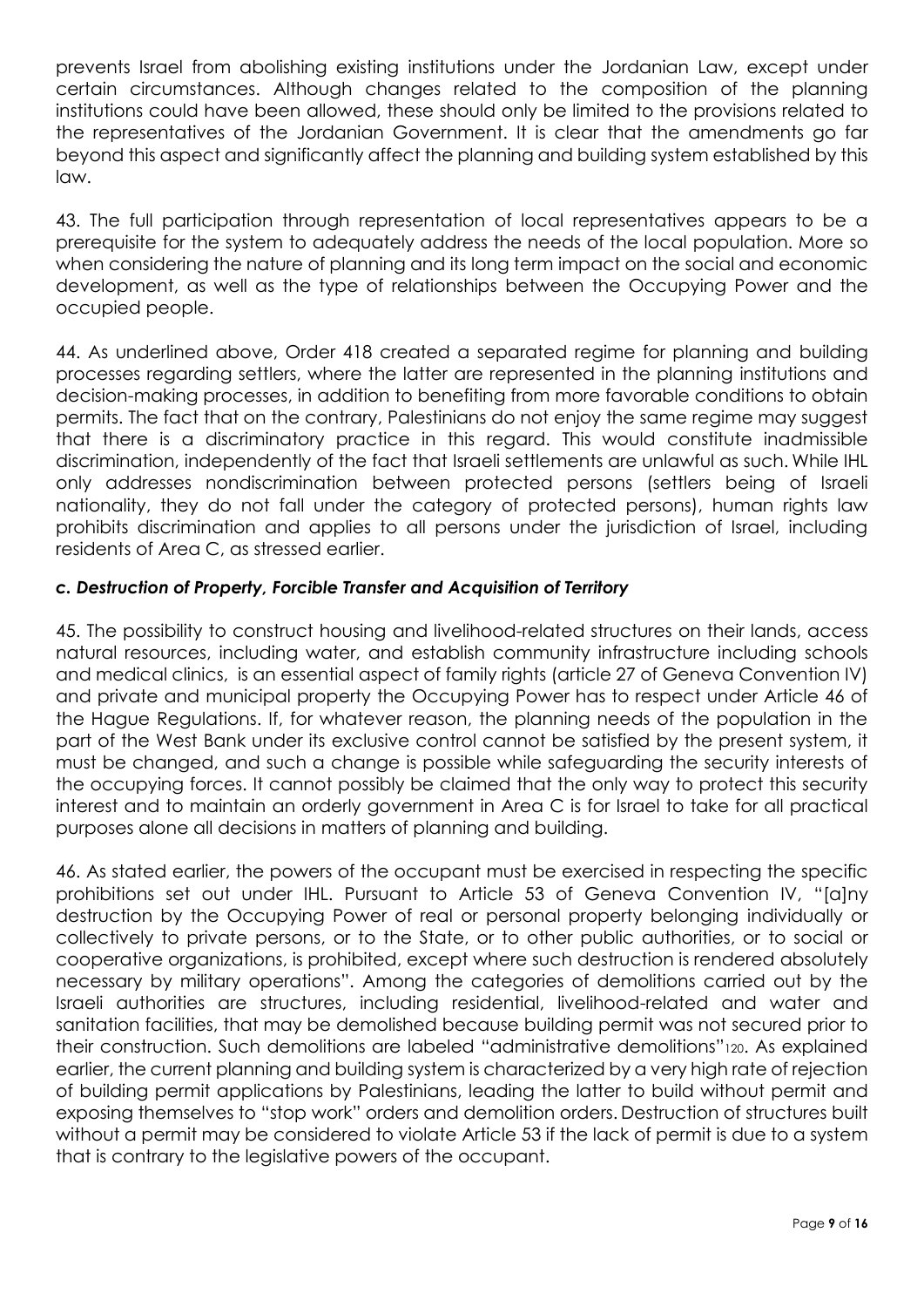prevents Israel from abolishing existing institutions under the Jordanian Law, except under certain circumstances. Although changes related to the composition of the planning institutions could have been allowed, these should only be limited to the provisions related to the representatives of the Jordanian Government. It is clear that the amendments go far beyond this aspect and significantly affect the planning and building system established by this law.

43. The full participation through representation of local representatives appears to be a prerequisite for the system to adequately address the needs of the local population. More so when considering the nature of planning and its long term impact on the social and economic development, as well as the type of relationships between the Occupying Power and the occupied people.

44. As underlined above, Order 418 created a separated regime for planning and building processes regarding settlers, where the latter are represented in the planning institutions and decision-making processes, in addition to benefiting from more favorable conditions to obtain permits. The fact that on the contrary, Palestinians do not enjoy the same regime may suggest that there is a discriminatory practice in this regard. This would constitute inadmissible discrimination, independently of the fact that Israeli settlements are unlawful as such. While IHL only addresses nondiscrimination between protected persons (settlers being of Israeli nationality, they do not fall under the category of protected persons), human rights law prohibits discrimination and applies to all persons under the jurisdiction of Israel, including residents of Area C, as stressed earlier.

### *c. Destruction of Property, Forcible Transfer and Acquisition of Territory*

45. The possibility to construct housing and livelihood-related structures on their lands, access natural resources, including water, and establish community infrastructure including schools and medical clinics, is an essential aspect of family rights (article 27 of Geneva Convention IV) and private and municipal property the Occupying Power has to respect under Article 46 of the Hague Regulations. If, for whatever reason, the planning needs of the population in the part of the West Bank under its exclusive control cannot be satisfied by the present system, it must be changed, and such a change is possible while safeguarding the security interests of the occupying forces. It cannot possibly be claimed that the only way to protect this security interest and to maintain an orderly government in Area C is for Israel to take for all practical purposes alone all decisions in matters of planning and building.

46. As stated earlier, the powers of the occupant must be exercised in respecting the specific prohibitions set out under IHL. Pursuant to Article 53 of Geneva Convention IV, "[a]ny destruction by the Occupying Power of real or personal property belonging individually or collectively to private persons, or to the State, or to other public authorities, or to social or cooperative organizations, is prohibited, except where such destruction is rendered absolutely necessary by military operations". Among the categories of demolitions carried out by the Israeli authorities are structures, including residential, livelihood-related and water and sanitation facilities, that may be demolished because building permit was not secured prior to their construction. Such demolitions are labeled "administrative demolitions"[120]. As explained earlier, the current planning and building system is characterized by a very high rate of rejection of building permit applications by Palestinians, leading the latter to build without permit and exposing themselves to "stop work" orders and demolition orders. Destruction of structures built without a permit may be considered to violate Article 53 if the lack of permit is due to a system that is contrary to the legislative powers of the occupant.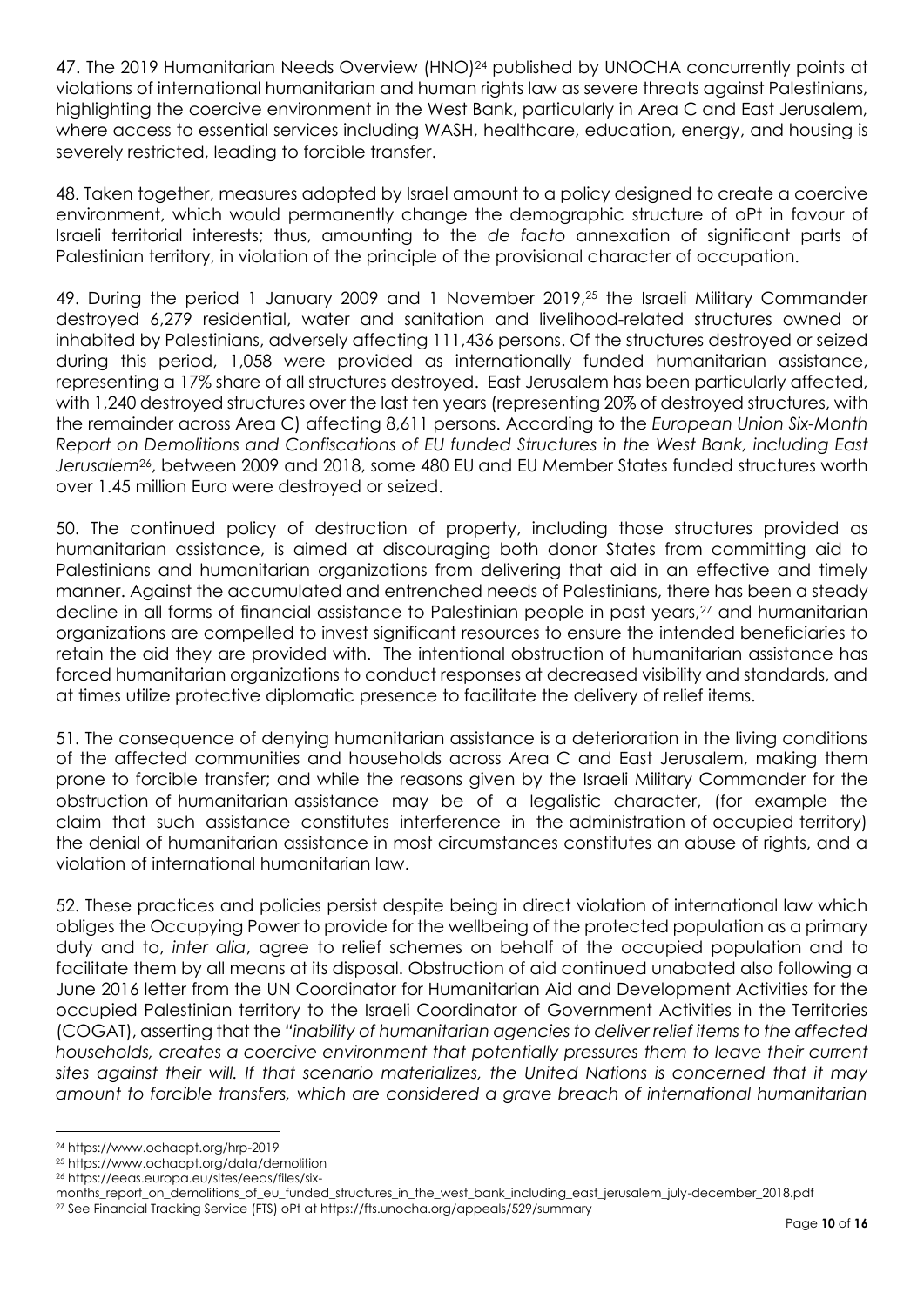47. The 2019 Humanitarian Needs Overview (HNO)[24] published by UNOCHA concurrently points at violations of international humanitarian and human rights law as severe threats against Palestinians, highlighting the coercive environment in the West Bank, particularly in Area C and East Jerusalem, where access to essential services including WASH, healthcare, education, energy, and housing is severely restricted, leading to forcible transfer.

48. Taken together, measures adopted by Israel amount to a policy designed to create a coercive environment, which would permanently change the demographic structure of oPt in favour of Israeli territorial interests; thus, amounting to the *de facto* annexation of significant parts of Palestinian territory, in violation of the principle of the provisional character of occupation.

49. During the period 1 January 2009 and 1 November 2019,[25] the Israeli Military Commander destroyed 6,279 residential, water and sanitation and livelihood-related structures owned or inhabited by Palestinians, adversely affecting 111,436 persons. Of the structures destroyed or seized during this period, 1,058 were provided as internationally funded humanitarian assistance, representing a 17% share of all structures destroyed. East Jerusalem has been particularly affected, with 1,240 destroyed structures over the last ten years (representing 20% of destroyed structures, with the remainder across Area C) affecting 8,611 persons. According to the *European Union Six-Month Report on Demolitions and Confiscations of EU funded Structures in the West Bank, including East Jerusalem*[26], between 2009 and 2018, some 480 EU and EU Member States funded structures worth over 1.45 million Euro were destroyed or seized.

50. The continued policy of destruction of property, including those structures provided as humanitarian assistance, is aimed at discouraging both donor States from committing aid to Palestinians and humanitarian organizations from delivering that aid in an effective and timely manner. Against the accumulated and entrenched needs of Palestinians, there has been a steady decline in all forms of financial assistance to Palestinian people in past years,[27] and humanitarian organizations are compelled to invest significant resources to ensure the intended beneficiaries to retain the aid they are provided with. The intentional obstruction of humanitarian assistance has forced humanitarian organizations to conduct responses at decreased visibility and standards, and at times utilize protective diplomatic presence to facilitate the delivery of relief items.

51. The consequence of denying humanitarian assistance is a deterioration in the living conditions of the affected communities and households across Area C and East Jerusalem, making them prone to forcible transfer; and while the reasons given by the Israeli Military Commander for the obstruction of humanitarian assistance may be of a legalistic character, (for example the claim that such assistance constitutes interference in the administration of occupied territory) the denial of humanitarian assistance in most circumstances constitutes an abuse of rights, and a violation of international humanitarian law.

52. These practices and policies persist despite being in direct violation of international law which obliges the Occupying Power to provide for the wellbeing of the protected population as a primary duty and to, *inter alia*, agree to relief schemes on behalf of the occupied population and to facilitate them by all means at its disposal. Obstruction of aid continued unabated also following a June 2016 letter from the UN Coordinator for Humanitarian Aid and Development Activities for the occupied Palestinian territory to the Israeli Coordinator of Government Activities in the Territories (COGAT), asserting that the "*inability of humanitarian agencies to deliver relief items to the affected households, creates a coercive environment that potentially pressures them to leave their current sites against their will. If that scenario materializes, the United Nations is concerned that it may amount to forcible transfers, which are considered a grave breach of international humanitarian*

---

[24] https://www.ochaopt.org/hrp-2019

[25] https://www.ochaopt.org/data/demolition

[26] https://eeas.europa.eu/sites/eeas/files/six-months_report_on_demolitions_of_eu_funded_structures_in_the_west_bank_including_east_jerusalem_july-december_2018.pdf

[27] See Financial Tracking Service (FTS) oPt at https://fts.unocha.org/appeals/529/summary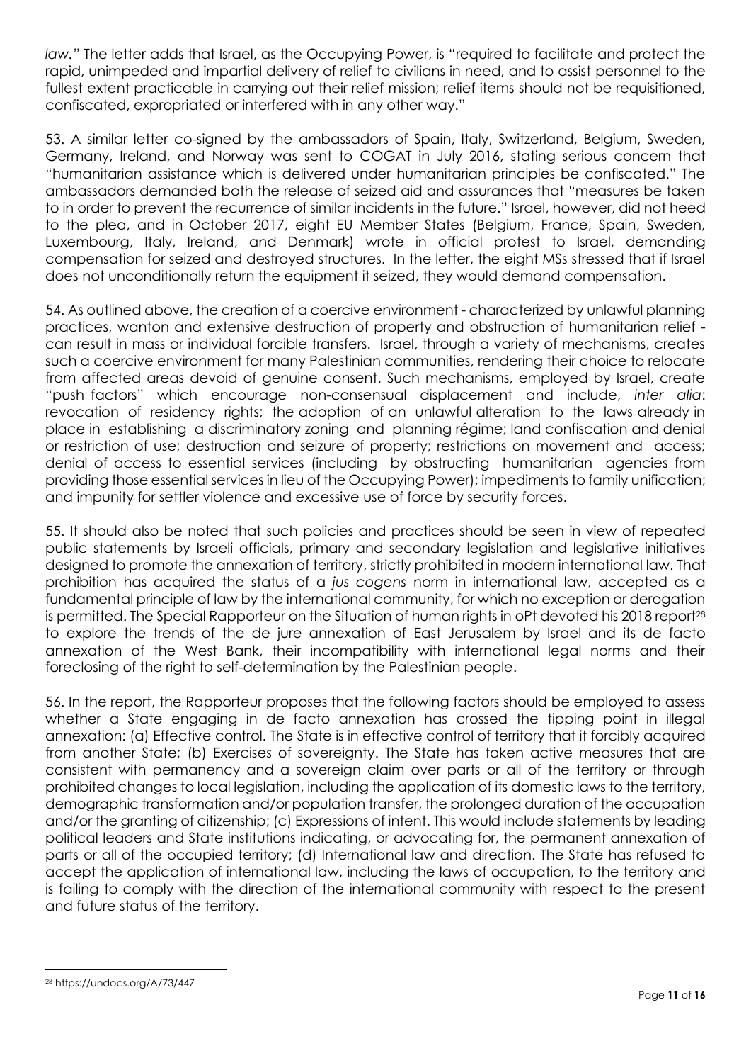*law."* The letter adds that Israel, as the Occupying Power, is "required to facilitate and protect the rapid, unimpeded and impartial delivery of relief to civilians in need, and to assist personnel to the fullest extent practicable in carrying out their relief mission; relief items should not be requisitioned, confiscated, expropriated or interfered with in any other way."

53. A similar letter co-signed by the ambassadors of Spain, Italy, Switzerland, Belgium, Sweden, Germany, Ireland, and Norway was sent to COGAT in July 2016, stating serious concern that "humanitarian assistance which is delivered under humanitarian principles be confiscated." The ambassadors demanded both the release of seized aid and assurances that "measures be taken to in order to prevent the recurrence of similar incidents in the future." Israel, however, did not heed to the plea, and in October 2017, eight EU Member States (Belgium, France, Spain, Sweden, Luxembourg, Italy, Ireland, and Denmark) wrote in official protest to Israel, demanding compensation for seized and destroyed structures. In the letter, the eight MSs stressed that if Israel does not unconditionally return the equipment it seized, they would demand compensation.

54. As outlined above, the creation of a coercive environment - characterized by unlawful planning practices, wanton and extensive destruction of property and obstruction of humanitarian relief - can result in mass or individual forcible transfers. Israel, through a variety of mechanisms, creates such a coercive environment for many Palestinian communities, rendering their choice to relocate from affected areas devoid of genuine consent. Such mechanisms, employed by Israel, create "push factors" which encourage non-consensual displacement and include, *inter alia*: revocation of residency rights; the adoption of an unlawful alteration to the laws already in place in establishing a discriminatory zoning and planning régime; land confiscation and denial or restriction of use; destruction and seizure of property; restrictions on movement and access; denial of access to essential services (including by obstructing humanitarian agencies from providing those essential services in lieu of the Occupying Power); impediments to family unification; and impunity for settler violence and excessive use of force by security forces.

55. It should also be noted that such policies and practices should be seen in view of repeated public statements by Israeli officials, primary and secondary legislation and legislative initiatives designed to promote the annexation of territory, strictly prohibited in modern international law. That prohibition has acquired the status of a *jus cogens* norm in international law, accepted as a fundamental principle of law by the international community, for which no exception or derogation is permitted. The Special Rapporteur on the Situation of human rights in oPt devoted his 2018 report[28] to explore the trends of the de jure annexation of East Jerusalem by Israel and its de facto annexation of the West Bank, their incompatibility with international legal norms and their foreclosing of the right to self-determination by the Palestinian people.

56. In the report, the Rapporteur proposes that the following factors should be employed to assess whether a State engaging in de facto annexation has crossed the tipping point in illegal annexation: (a) Effective control. The State is in effective control of territory that it forcibly acquired from another State; (b) Exercises of sovereignty. The State has taken active measures that are consistent with permanency and a sovereign claim over parts or all of the territory or through prohibited changes to local legislation, including the application of its domestic laws to the territory, demographic transformation and/or population transfer, the prolonged duration of the occupation and/or the granting of citizenship; (c) Expressions of intent. This would include statements by leading political leaders and State institutions indicating, or advocating for, the permanent annexation of parts or all of the occupied territory; (d) International law and direction. The State has refused to accept the application of international law, including the laws of occupation, to the territory and is failing to comply with the direction of the international community with respect to the present and future status of the territory.

---

[28] https://undocs.org/A/73/447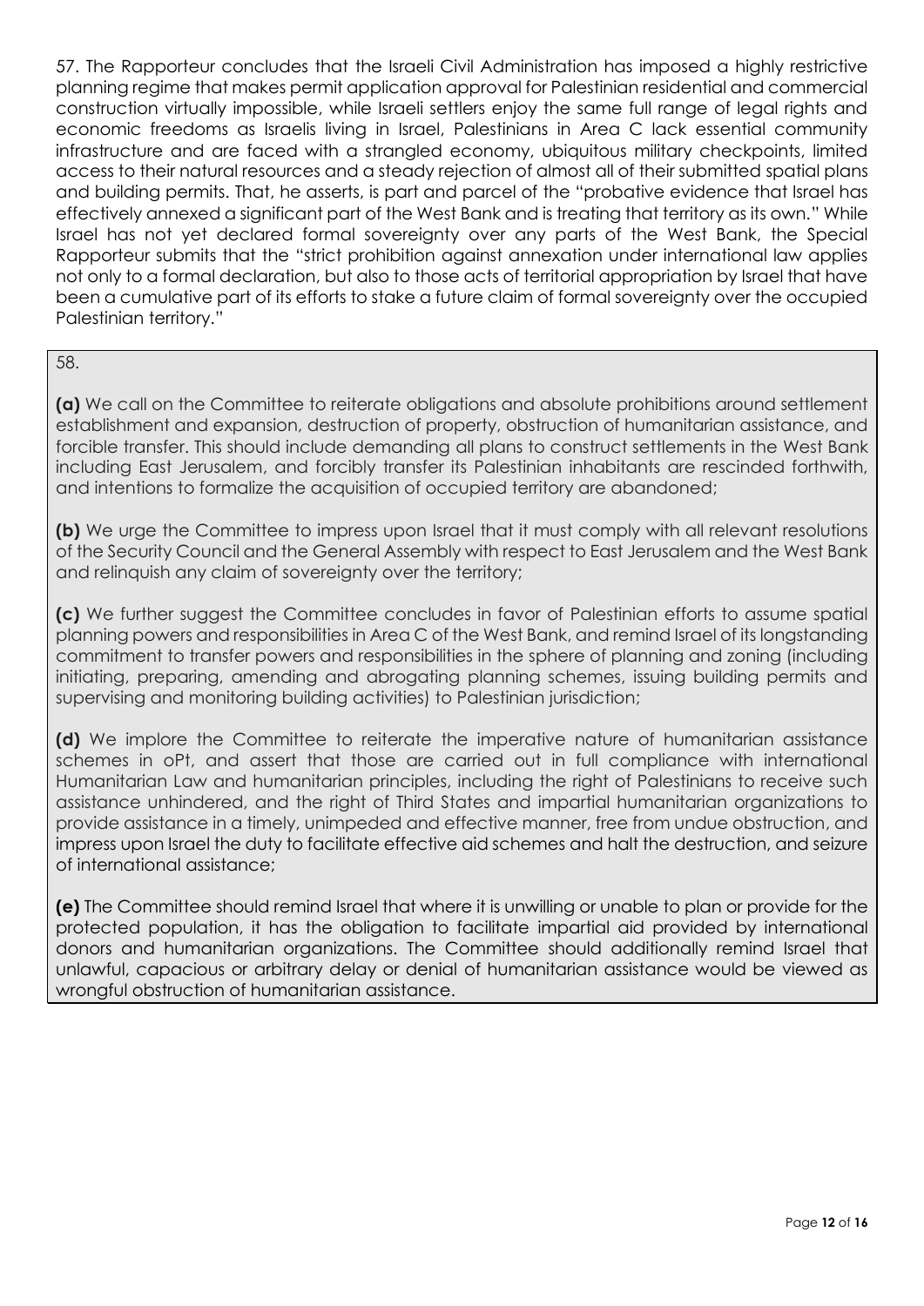57. The Rapporteur concludes that the Israeli Civil Administration has imposed a highly restrictive planning regime that makes permit application approval for Palestinian residential and commercial construction virtually impossible, while Israeli settlers enjoy the same full range of legal rights and economic freedoms as Israelis living in Israel, Palestinians in Area C lack essential community infrastructure and are faced with a strangled economy, ubiquitous military checkpoints, limited access to their natural resources and a steady rejection of almost all of their submitted spatial plans and building permits. That, he asserts, is part and parcel of the "probative evidence that Israel has effectively annexed a significant part of the West Bank and is treating that territory as its own." While Israel has not yet declared formal sovereignty over any parts of the West Bank, the Special Rapporteur submits that the "strict prohibition against annexation under international law applies not only to a formal declaration, but also to those acts of territorial appropriation by Israel that have been a cumulative part of its efforts to stake a future claim of formal sovereignty over the occupied Palestinian territory."

58.

**(a)** We call on the Committee to reiterate obligations and absolute prohibitions around settlement establishment and expansion, destruction of property, obstruction of humanitarian assistance, and forcible transfer. This should include demanding all plans to construct settlements in the West Bank including East Jerusalem, and forcibly transfer its Palestinian inhabitants are rescinded forthwith, and intentions to formalize the acquisition of occupied territory are abandoned;

**(b)** We urge the Committee to impress upon Israel that it must comply with all relevant resolutions of the Security Council and the General Assembly with respect to East Jerusalem and the West Bank and relinquish any claim of sovereignty over the territory;

**(c)** We further suggest the Committee concludes in favor of Palestinian efforts to assume spatial planning powers and responsibilities in Area C of the West Bank, and remind Israel of its longstanding commitment to transfer powers and responsibilities in the sphere of planning and zoning (including initiating, preparing, amending and abrogating planning schemes, issuing building permits and supervising and monitoring building activities) to Palestinian jurisdiction;

**(d)** We implore the Committee to reiterate the imperative nature of humanitarian assistance schemes in oPt, and assert that those are carried out in full compliance with international Humanitarian Law and humanitarian principles, including the right of Palestinians to receive such assistance unhindered, and the right of Third States and impartial humanitarian organizations to provide assistance in a timely, unimpeded and effective manner, free from undue obstruction, and impress upon Israel the duty to facilitate effective aid schemes and halt the destruction, and seizure of international assistance;

**(e)** The Committee should remind Israel that where it is unwilling or unable to plan or provide for the protected population, it has the obligation to facilitate impartial aid provided by international donors and humanitarian organizations. The Committee should additionally remind Israel that unlawful, capacious or arbitrary delay or denial of humanitarian assistance would be viewed as wrongful obstruction of humanitarian assistance.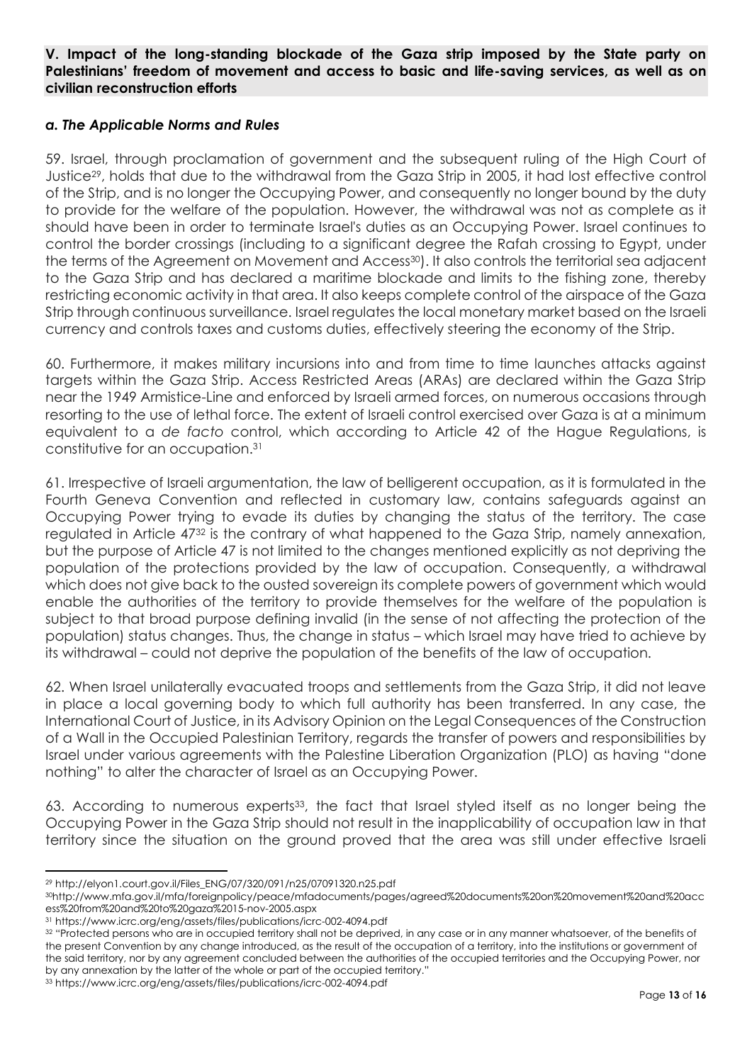**V. Impact of the long-standing blockade of the Gaza strip imposed by the State party on Palestinians' freedom of movement and access to basic and life-saving services, as well as on civilian reconstruction efforts**

### *a. The Applicable Norms and Rules*

59. Israel, through proclamation of government and the subsequent ruling of the High Court of Justice[29], holds that due to the withdrawal from the Gaza Strip in 2005, it had lost effective control of the Strip, and is no longer the Occupying Power, and consequently no longer bound by the duty to provide for the welfare of the population. However, the withdrawal was not as complete as it should have been in order to terminate Israel's duties as an Occupying Power. Israel continues to control the border crossings (including to a significant degree the Rafah crossing to Egypt, under the terms of the Agreement on Movement and Access[30]). It also controls the territorial sea adjacent to the Gaza Strip and has declared a maritime blockade and limits to the fishing zone, thereby restricting economic activity in that area. It also keeps complete control of the airspace of the Gaza Strip through continuous surveillance. Israel regulates the local monetary market based on the Israeli currency and controls taxes and customs duties, effectively steering the economy of the Strip.

60. Furthermore, it makes military incursions into and from time to time launches attacks against targets within the Gaza Strip. Access Restricted Areas (ARAs) are declared within the Gaza Strip near the 1949 Armistice-Line and enforced by Israeli armed forces, on numerous occasions through resorting to the use of lethal force. The extent of Israeli control exercised over Gaza is at a minimum equivalent to a *de facto* control, which according to Article 42 of the Hague Regulations, is constitutive for an occupation.[31]

61. Irrespective of Israeli argumentation, the law of belligerent occupation, as it is formulated in the Fourth Geneva Convention and reflected in customary law, contains safeguards against an Occupying Power trying to evade its duties by changing the status of the territory. The case regulated in Article 47[32] is the contrary of what happened to the Gaza Strip, namely annexation, but the purpose of Article 47 is not limited to the changes mentioned explicitly as not depriving the population of the protections provided by the law of occupation. Consequently, a withdrawal which does not give back to the ousted sovereign its complete powers of government which would enable the authorities of the territory to provide themselves for the welfare of the population is subject to that broad purpose defining invalid (in the sense of not affecting the protection of the population) status changes. Thus, the change in status – which Israel may have tried to achieve by its withdrawal – could not deprive the population of the benefits of the law of occupation.

62. When Israel unilaterally evacuated troops and settlements from the Gaza Strip, it did not leave in place a local governing body to which full authority has been transferred. In any case, the International Court of Justice, in its Advisory Opinion on the Legal Consequences of the Construction of a Wall in the Occupied Palestinian Territory, regards the transfer of powers and responsibilities by Israel under various agreements with the Palestine Liberation Organization (PLO) as having "done nothing" to alter the character of Israel as an Occupying Power.

63. According to numerous experts[33], the fact that Israel styled itself as no longer being the Occupying Power in the Gaza Strip should not result in the inapplicability of occupation law in that territory since the situation on the ground proved that the area was still under effective Israeli

---

[29] http://elyon1.court.gov.il/Files_ENG/07/320/091/n25/07091320.n25.pdf

[30] http://www.mfa.gov.il/mfa/foreignpolicy/peace/mfadocuments/pages/agreed%20documents%20on%20movement%20and%20access%20from%20and%20to%20gaza%2015-nov-2005.aspx

[31] https://www.icrc.org/eng/assets/files/publications/icrc-002-4094.pdf

[32] "Protected persons who are in occupied territory shall not be deprived, in any case or in any manner whatsoever, of the benefits of the present Convention by any change introduced, as the result of the occupation of a territory, into the institutions or government of the said territory, nor by any agreement concluded between the authorities of the occupied territories and the Occupying Power, nor by any annexation by the latter of the whole or part of the occupied territory."

[33] https://www.icrc.org/eng/assets/files/publications/icrc-002-4094.pdf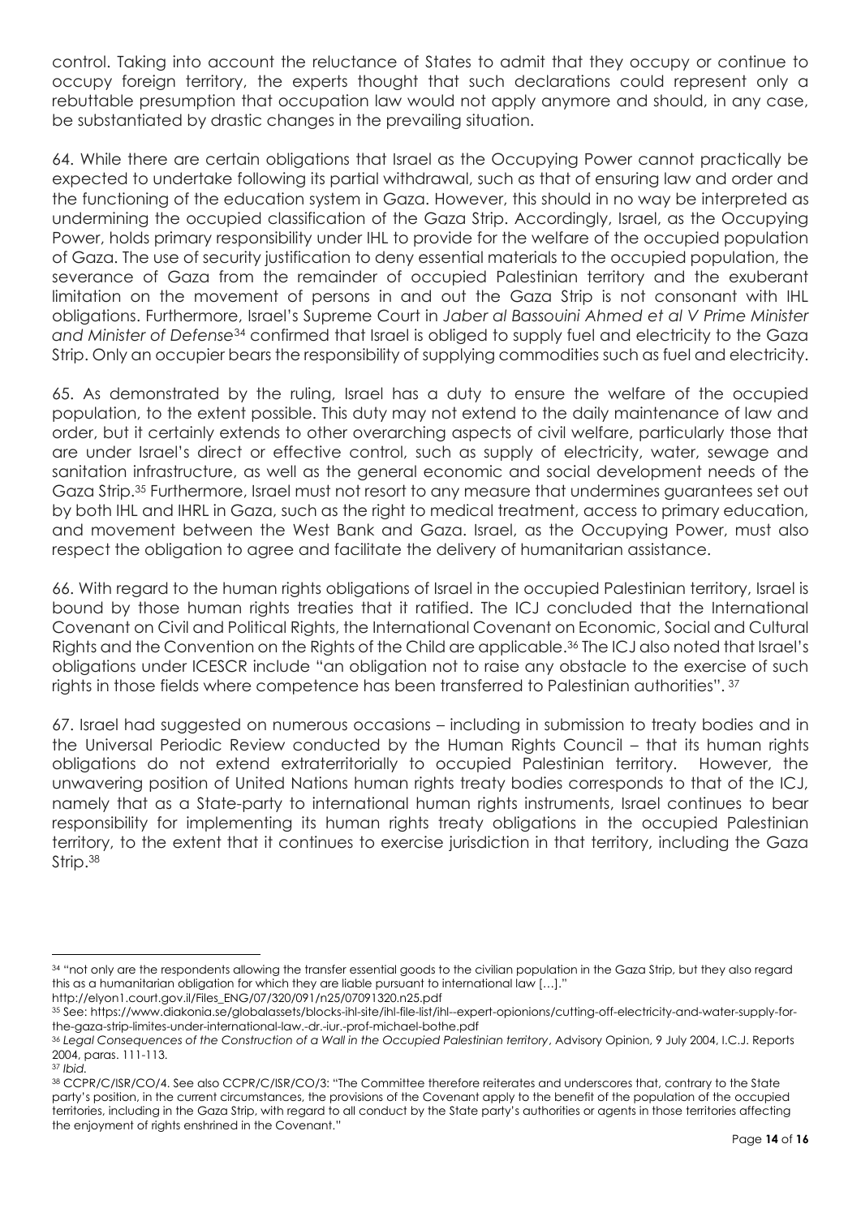control. Taking into account the reluctance of States to admit that they occupy or continue to occupy foreign territory, the experts thought that such declarations could represent only a rebuttable presumption that occupation law would not apply anymore and should, in any case, be substantiated by drastic changes in the prevailing situation.

64. While there are certain obligations that Israel as the Occupying Power cannot practically be expected to undertake following its partial withdrawal, such as that of ensuring law and order and the functioning of the education system in Gaza. However, this should in no way be interpreted as undermining the occupied classification of the Gaza Strip. Accordingly, Israel, as the Occupying Power, holds primary responsibility under IHL to provide for the welfare of the occupied population of Gaza. The use of security justification to deny essential materials to the occupied population, the severance of Gaza from the remainder of occupied Palestinian territory and the exuberant limitation on the movement of persons in and out the Gaza Strip is not consonant with IHL obligations. Furthermore, Israel's Supreme Court in *Jaber al Bassouini Ahmed et al V Prime Minister and Minister of Defense*[34] confirmed that Israel is obliged to supply fuel and electricity to the Gaza Strip. Only an occupier bears the responsibility of supplying commodities such as fuel and electricity.

65. As demonstrated by the ruling, Israel has a duty to ensure the welfare of the occupied population, to the extent possible. This duty may not extend to the daily maintenance of law and order, but it certainly extends to other overarching aspects of civil welfare, particularly those that are under Israel's direct or effective control, such as supply of electricity, water, sewage and sanitation infrastructure, as well as the general economic and social development needs of the Gaza Strip.[35] Furthermore, Israel must not resort to any measure that undermines guarantees set out by both IHL and IHRL in Gaza, such as the right to medical treatment, access to primary education, and movement between the West Bank and Gaza. Israel, as the Occupying Power, must also respect the obligation to agree and facilitate the delivery of humanitarian assistance.

66. With regard to the human rights obligations of Israel in the occupied Palestinian territory, Israel is bound by those human rights treaties that it ratified. The ICJ concluded that the International Covenant on Civil and Political Rights, the International Covenant on Economic, Social and Cultural Rights and the Convention on the Rights of the Child are applicable.[36] The ICJ also noted that Israel's obligations under ICESCR include "an obligation not to raise any obstacle to the exercise of such rights in those fields where competence has been transferred to Palestinian authorities".[37]

67. Israel had suggested on numerous occasions – including in submission to treaty bodies and in the Universal Periodic Review conducted by the Human Rights Council – that its human rights obligations do not extend extraterritorially to occupied Palestinian territory. However, the unwavering position of United Nations human rights treaty bodies corresponds to that of the ICJ, namely that as a State-party to international human rights instruments, Israel continues to bear responsibility for implementing its human rights treaty obligations in the occupied Palestinian territory, to the extent that it continues to exercise jurisdiction in that territory, including the Gaza Strip.[38]

---

[34] "not only are the respondents allowing the transfer essential goods to the civilian population in the Gaza Strip, but they also regard this as a humanitarian obligation for which they are liable pursuant to international law […]." http://elyon1.court.gov.il/Files_ENG/07/320/091/n25/07091320.n25.pdf

[35] See: https://www.diakonia.se/globalassets/blocks-ihl-site/ihl-file-list/ihl--expert-opionions/cutting-off-electricity-and-water-supply-for-the-gaza-strip-limites-under-international-law.-dr.-iur.-prof-michael-bothe.pdf

[36] *Legal Consequences of the Construction of a Wall in the Occupied Palestinian territory*, Advisory Opinion, 9 July 2004, I.C.J. Reports 2004, paras. 111-113.

[37] *Ibid.*

[38] CCPR/C/ISR/CO/4. See also CCPR/C/ISR/CO/3: "The Committee therefore reiterates and underscores that, contrary to the State party's position, in the current circumstances, the provisions of the Covenant apply to the benefit of the population of the occupied territories, including in the Gaza Strip, with regard to all conduct by the State party's authorities or agents in those territories affecting the enjoyment of rights enshrined in the Covenant."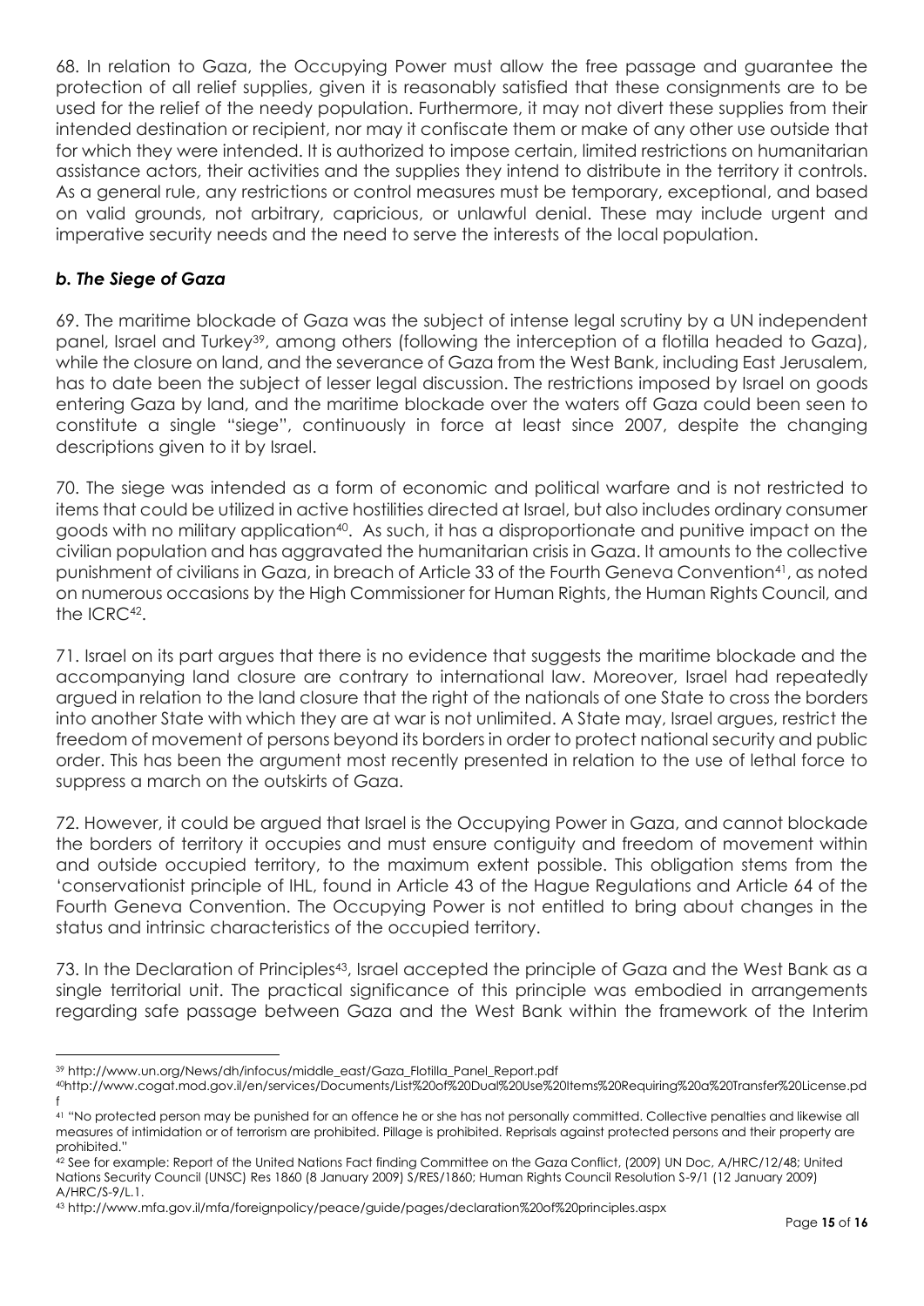68. In relation to Gaza, the Occupying Power must allow the free passage and guarantee the protection of all relief supplies, given it is reasonably satisfied that these consignments are to be used for the relief of the needy population. Furthermore, it may not divert these supplies from their intended destination or recipient, nor may it confiscate them or make of any other use outside that for which they were intended. It is authorized to impose certain, limited restrictions on humanitarian assistance actors, their activities and the supplies they intend to distribute in the territory it controls. As a general rule, any restrictions or control measures must be temporary, exceptional, and based on valid grounds, not arbitrary, capricious, or unlawful denial. These may include urgent and imperative security needs and the need to serve the interests of the local population.

### *b. The Siege of Gaza*

69. The maritime blockade of Gaza was the subject of intense legal scrutiny by a UN independent panel, Israel and Turkey[39], among others (following the interception of a flotilla headed to Gaza), while the closure on land, and the severance of Gaza from the West Bank, including East Jerusalem, has to date been the subject of lesser legal discussion. The restrictions imposed by Israel on goods entering Gaza by land, and the maritime blockade over the waters off Gaza could been seen to constitute a single "siege", continuously in force at least since 2007, despite the changing descriptions given to it by Israel.

70. The siege was intended as a form of economic and political warfare and is not restricted to items that could be utilized in active hostilities directed at Israel, but also includes ordinary consumer goods with no military application[40]. As such, it has a disproportionate and punitive impact on the civilian population and has aggravated the humanitarian crisis in Gaza. It amounts to the collective punishment of civilians in Gaza, in breach of Article 33 of the Fourth Geneva Convention[41], as noted on numerous occasions by the High Commissioner for Human Rights, the Human Rights Council, and the ICRC[42].

71. Israel on its part argues that there is no evidence that suggests the maritime blockade and the accompanying land closure are contrary to international law. Moreover, Israel had repeatedly argued in relation to the land closure that the right of the nationals of one State to cross the borders into another State with which they are at war is not unlimited. A State may, Israel argues, restrict the freedom of movement of persons beyond its borders in order to protect national security and public order. This has been the argument most recently presented in relation to the use of lethal force to suppress a march on the outskirts of Gaza.

72. However, it could be argued that Israel is the Occupying Power in Gaza, and cannot blockade the borders of territory it occupies and must ensure contiguity and freedom of movement within and outside occupied territory, to the maximum extent possible. This obligation stems from the 'conservationist principle of IHL, found in Article 43 of the Hague Regulations and Article 64 of the Fourth Geneva Convention. The Occupying Power is not entitled to bring about changes in the status and intrinsic characteristics of the occupied territory.

73. In the Declaration of Principles[43], Israel accepted the principle of Gaza and the West Bank as a single territorial unit. The practical significance of this principle was embodied in arrangements regarding safe passage between Gaza and the West Bank within the framework of the Interim

---

[39] http://www.un.org/News/dh/infocus/middle_east/Gaza_Flotilla_Panel_Report.pdf

[40] http://www.cogat.mod.gov.il/en/services/Documents/List%20of%20Dual%20Use%20Items%20Requiring%20a%20Transfer%20License.pdf

[41] "No protected person may be punished for an offence he or she has not personally committed. Collective penalties and likewise all measures of intimidation or of terrorism are prohibited. Pillage is prohibited. Reprisals against protected persons and their property are prohibited."

[42] See for example: Report of the United Nations Fact finding Committee on the Gaza Conflict, (2009) UN Doc, A/HRC/12/48; United Nations Security Council (UNSC) Res 1860 (8 January 2009) S/RES/1860; Human Rights Council Resolution S-9/1 (12 January 2009) A/HRC/S-9/L.1.

[43] http://www.mfa.gov.il/mfa/foreignpolicy/peace/guide/pages/declaration%20of%20principles.aspx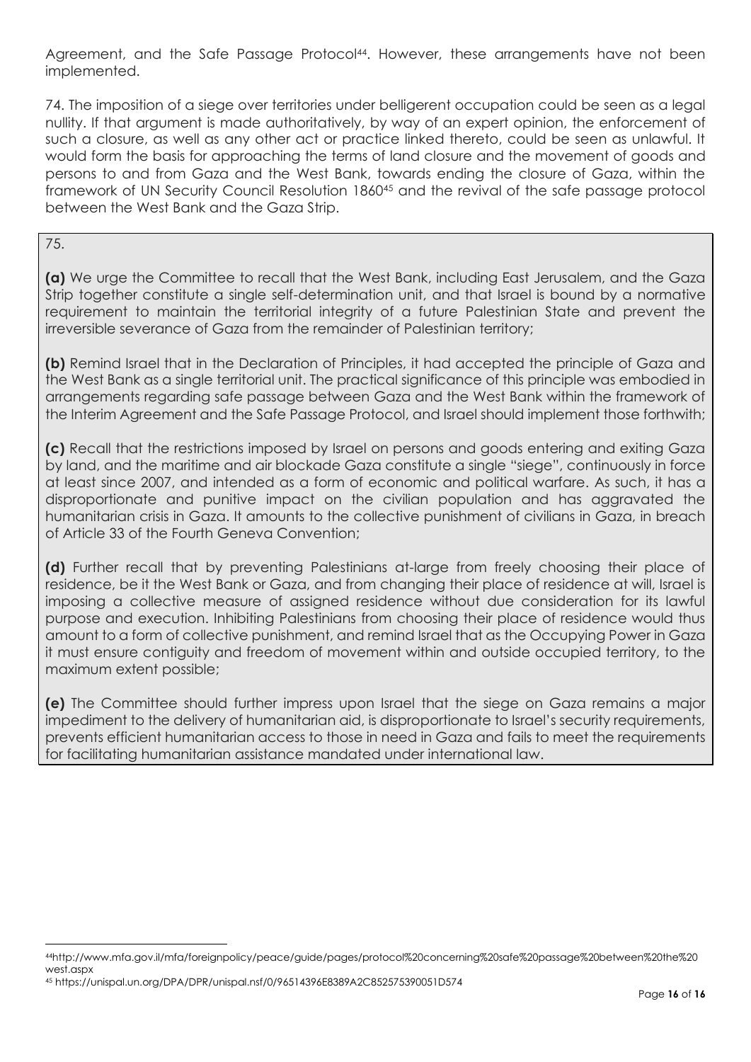Agreement, and the Safe Passage Protocol[44]. However, these arrangements have not been implemented.

74. The imposition of a siege over territories under belligerent occupation could be seen as a legal nullity. If that argument is made authoritatively, by way of an expert opinion, the enforcement of such a closure, as well as any other act or practice linked thereto, could be seen as unlawful. It would form the basis for approaching the terms of land closure and the movement of goods and persons to and from Gaza and the West Bank, towards ending the closure of Gaza, within the framework of UN Security Council Resolution 1860[45] and the revival of the safe passage protocol between the West Bank and the Gaza Strip.

75.

**(a)** We urge the Committee to recall that the West Bank, including East Jerusalem, and the Gaza Strip together constitute a single self-determination unit, and that Israel is bound by a normative requirement to maintain the territorial integrity of a future Palestinian State and prevent the irreversible severance of Gaza from the remainder of Palestinian territory;

**(b)** Remind Israel that in the Declaration of Principles, it had accepted the principle of Gaza and the West Bank as a single territorial unit. The practical significance of this principle was embodied in arrangements regarding safe passage between Gaza and the West Bank within the framework of the Interim Agreement and the Safe Passage Protocol, and Israel should implement those forthwith;

**(c)** Recall that the restrictions imposed by Israel on persons and goods entering and exiting Gaza by land, and the maritime and air blockade Gaza constitute a single "siege", continuously in force at least since 2007, and intended as a form of economic and political warfare. As such, it has a disproportionate and punitive impact on the civilian population and has aggravated the humanitarian crisis in Gaza. It amounts to the collective punishment of civilians in Gaza, in breach of Article 33 of the Fourth Geneva Convention;

**(d)** Further recall that by preventing Palestinians at-large from freely choosing their place of residence, be it the West Bank or Gaza, and from changing their place of residence at will, Israel is imposing a collective measure of assigned residence without due consideration for its lawful purpose and execution. Inhibiting Palestinians from choosing their place of residence would thus amount to a form of collective punishment, and remind Israel that as the Occupying Power in Gaza it must ensure contiguity and freedom of movement within and outside occupied territory, to the maximum extent possible;

**(e)** The Committee should further impress upon Israel that the siege on Gaza remains a major impediment to the delivery of humanitarian aid, is disproportionate to Israel's security requirements, prevents efficient humanitarian access to those in need in Gaza and fails to meet the requirements for facilitating humanitarian assistance mandated under international law.

---

[44] http://www.mfa.gov.il/mfa/foreignpolicy/peace/guide/pages/protocol%20concerning%20safe%20passage%20between%20the%20west.aspx

[45] https://unispal.un.org/DPA/DPR/unispal.nsf/0/96514396E8389A2C852575390051D574